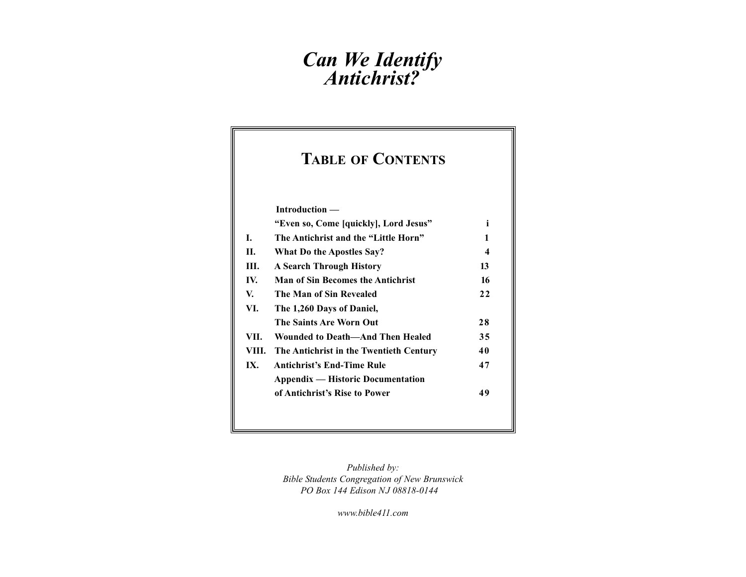# *Can We Identify Antichrist?*

## TABLE OF CONTENTS

| | | |
|---|---|---|
| | **Introduction — "Even so, Come [quickly], Lord Jesus"** | **i** |
| **I.** | **The Antichrist and the "Little Horn"** | **1** |
| **II.** | **What Do the Apostles Say?** | **4** |
| **III.** | **A Search Through History** | **13** |
| **IV.** | **Man of Sin Becomes the Antichrist** | **16** |
| **V.** | **The Man of Sin Revealed** | **22** |
| **VI.** | **The 1,260 Days of Daniel, The Saints Are Worn Out** | **28** |
| **VII.** | **Wounded to Death—And Then Healed** | **35** |
| **VIII.** | **The Antichrist in the Twentieth Century** | **40** |
| **IX.** | **Antichrist's End-Time Rule** | **47** |
| | **Appendix — Historic Documentation of Antichrist's Rise to Power** | **49** |

*Published by:*
*Bible Students Congregation of New Brunswick*
*PO Box 144 Edison NJ 08818-0144*

*www.bible411.com*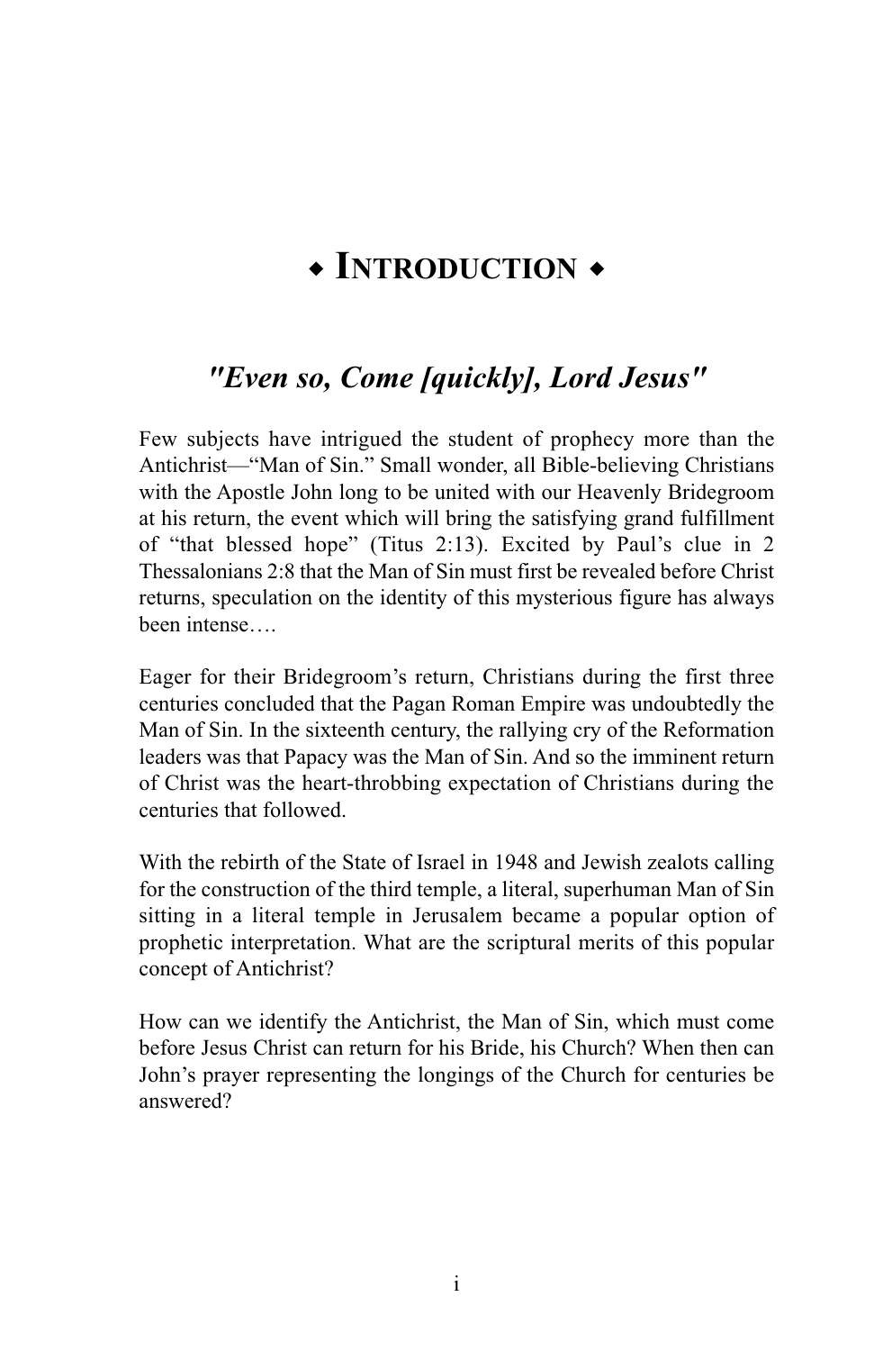# ◆ INTRODUCTION ◆

## *"Even so, Come [quickly], Lord Jesus"*

Few subjects have intrigued the student of prophecy more than the Antichrist—"Man of Sin." Small wonder, all Bible-believing Christians with the Apostle John long to be united with our Heavenly Bridegroom at his return, the event which will bring the satisfying grand fulfillment of "that blessed hope" (Titus 2:13). Excited by Paul's clue in 2 Thessalonians 2:8 that the Man of Sin must first be revealed before Christ returns, speculation on the identity of this mysterious figure has always been intense….

Eager for their Bridegroom's return, Christians during the first three centuries concluded that the Pagan Roman Empire was undoubtedly the Man of Sin. In the sixteenth century, the rallying cry of the Reformation leaders was that Papacy was the Man of Sin. And so the imminent return of Christ was the heart-throbbing expectation of Christians during the centuries that followed.

With the rebirth of the State of Israel in 1948 and Jewish zealots calling for the construction of the third temple, a literal, superhuman Man of Sin sitting in a literal temple in Jerusalem became a popular option of prophetic interpretation. What are the scriptural merits of this popular concept of Antichrist?

How can we identify the Antichrist, the Man of Sin, which must come before Jesus Christ can return for his Bride, his Church? When then can John's prayer representing the longings of the Church for centuries be answered?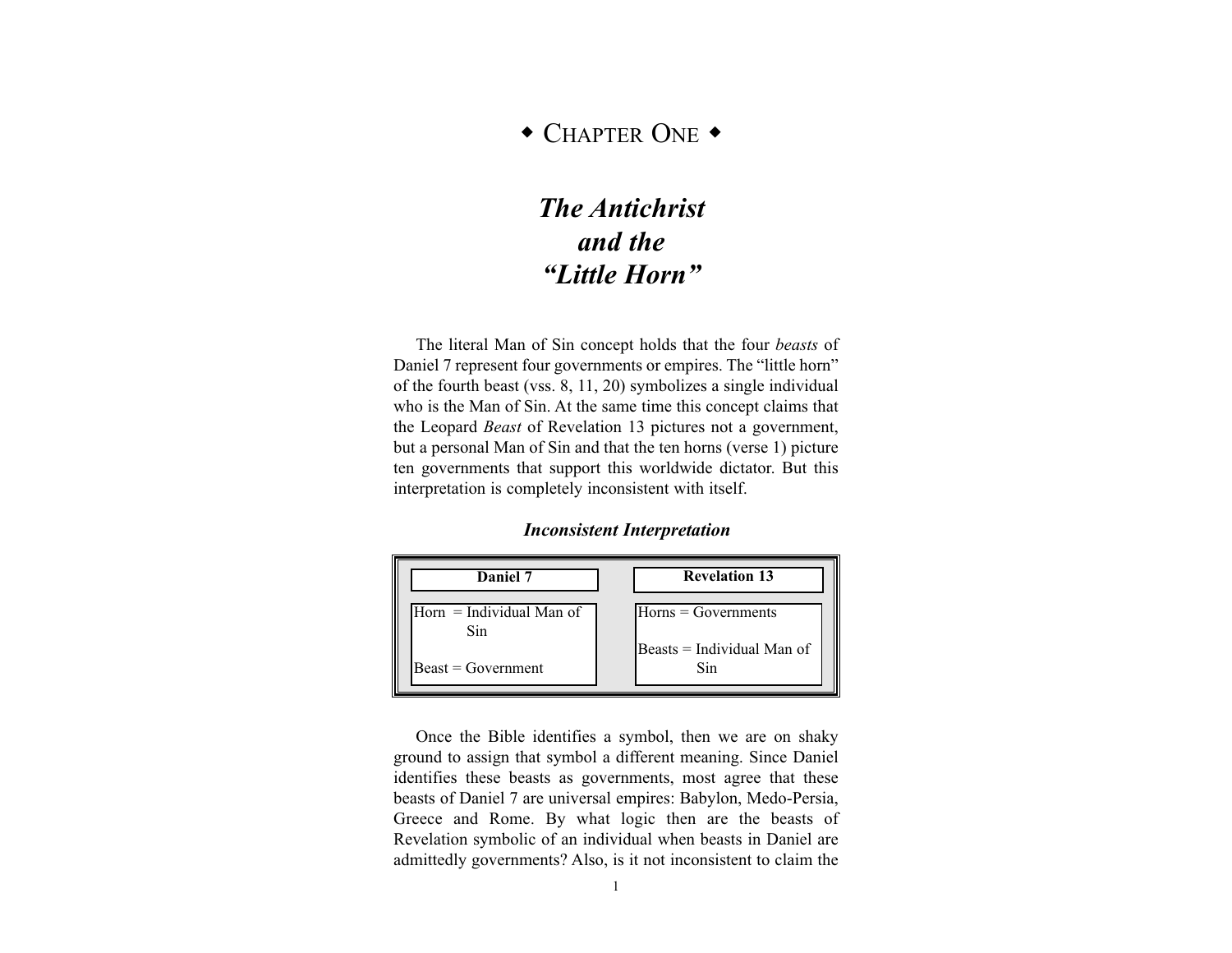# ◆ Chapter One ◆

## *The Antichrist and the "Little Horn"*

The literal Man of Sin concept holds that the four *beasts* of Daniel 7 represent four governments or empires. The "little horn" of the fourth beast (vss. 8, 11, 20) symbolizes a single individual who is the Man of Sin. At the same time this concept claims that the Leopard *Beast* of Revelation 13 pictures not a government, but a personal Man of Sin and that the ten horns (verse 1) picture ten governments that support this worldwide dictator. But this interpretation is completely inconsistent with itself.

### *Inconsistent Interpretation*

| **Daniel 7** | **Revelation 13** |
| --- | --- |
| Horn = Individual Man of Sin | Horns = Governments |
| Beast = Government | Beasts = Individual Man of Sin |

Once the Bible identifies a symbol, then we are on shaky ground to assign that symbol a different meaning. Since Daniel identifies these beasts as governments, most agree that these beasts of Daniel 7 are universal empires: Babylon, Medo-Persia, Greece and Rome. By what logic then are the beasts of Revelation symbolic of an individual when beasts in Daniel are admittedly governments? Also, is it not inconsistent to claim the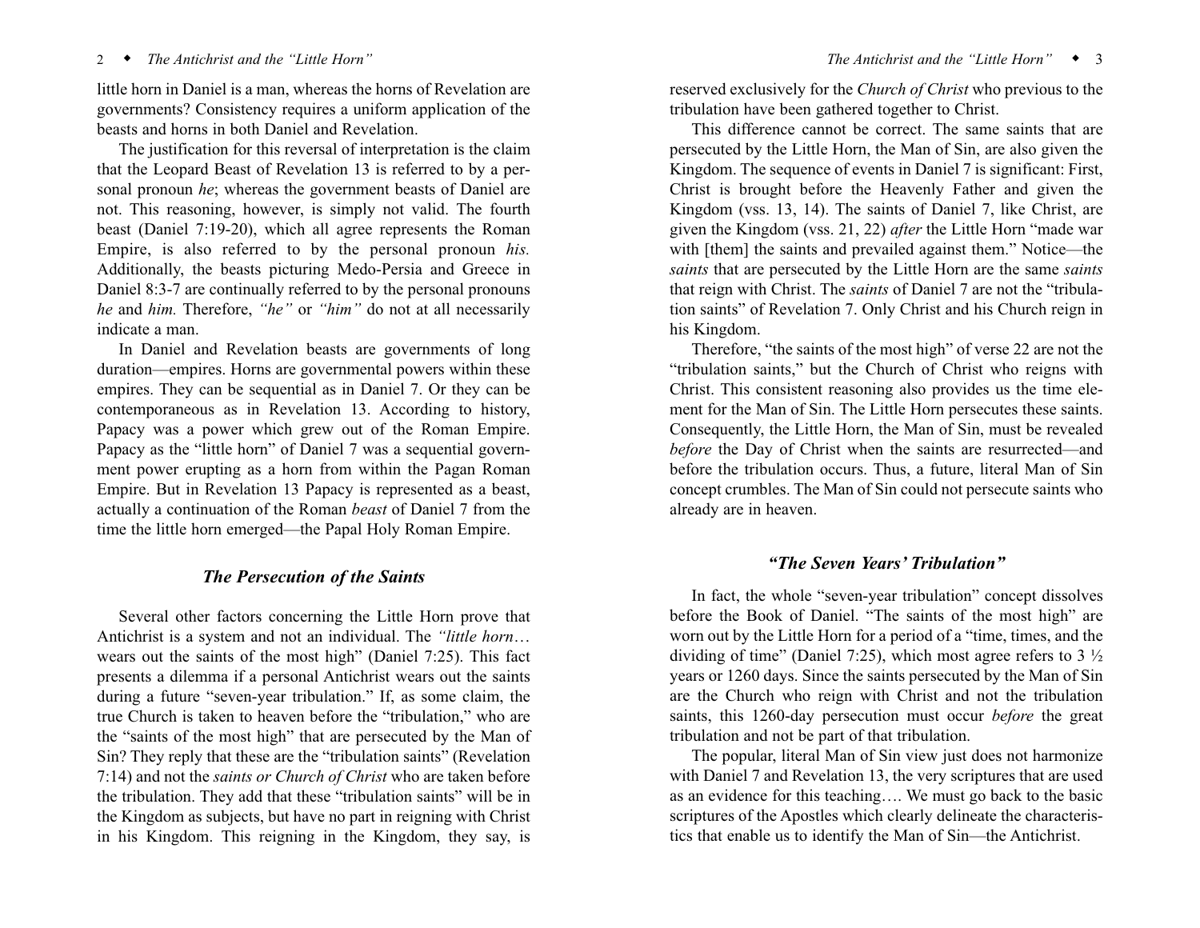little horn in Daniel is a man, whereas the horns of Revelation are governments? Consistency requires a uniform application of the beasts and horns in both Daniel and Revelation.

The justification for this reversal of interpretation is the claim that the Leopard Beast of Revelation 13 is referred to by a personal pronoun *he*; whereas the government beasts of Daniel are not. This reasoning, however, is simply not valid. The fourth beast (Daniel 7:19-20), which all agree represents the Roman Empire, is also referred to by the personal pronoun *his.* Additionally, the beasts picturing Medo-Persia and Greece in Daniel 8:3-7 are continually referred to by the personal pronouns *he* and *him.* Therefore, *"he"* or *"him"* do not at all necessarily indicate a man.

In Daniel and Revelation beasts are governments of long duration—empires. Horns are governmental powers within these empires. They can be sequential as in Daniel 7. Or they can be contemporaneous as in Revelation 13. According to history, Papacy was a power which grew out of the Roman Empire. Papacy as the "little horn" of Daniel 7 was a sequential government power erupting as a horn from within the Pagan Roman Empire. But in Revelation 13 Papacy is represented as a beast, actually a continuation of the Roman *beast* of Daniel 7 from the time the little horn emerged—the Papal Holy Roman Empire.

## *The Persecution of the Saints*

Several other factors concerning the Little Horn prove that Antichrist is a system and not an individual. The *"little horn*… wears out the saints of the most high" (Daniel 7:25). This fact presents a dilemma if a personal Antichrist wears out the saints during a future "seven-year tribulation." If, as some claim, the true Church is taken to heaven before the "tribulation," who are the "saints of the most high" that are persecuted by the Man of Sin? They reply that these are the "tribulation saints" (Revelation 7:14) and not the *saints or Church of Christ* who are taken before the tribulation. They add that these "tribulation saints" will be in the Kingdom as subjects, but have no part in reigning with Christ in his Kingdom. This reigning in the Kingdom, they say, is reserved exclusively for the *Church of Christ* who previous to the tribulation have been gathered together to Christ.

This difference cannot be correct. The same saints that are persecuted by the Little Horn, the Man of Sin, are also given the Kingdom. The sequence of events in Daniel 7 is significant: First, Christ is brought before the Heavenly Father and given the Kingdom (vss. 13, 14). The saints of Daniel 7, like Christ, are given the Kingdom (vss. 21, 22) *after* the Little Horn "made war with [them] the saints and prevailed against them." Notice—the *saints* that are persecuted by the Little Horn are the same *saints* that reign with Christ. The *saints* of Daniel 7 are not the "tribulation saints" of Revelation 7. Only Christ and his Church reign in his Kingdom.

Therefore, "the saints of the most high" of verse 22 are not the "tribulation saints," but the Church of Christ who reigns with Christ. This consistent reasoning also provides us the time element for the Man of Sin. The Little Horn persecutes these saints. Consequently, the Little Horn, the Man of Sin, must be revealed *before* the Day of Christ when the saints are resurrected—and before the tribulation occurs. Thus, a future, literal Man of Sin concept crumbles. The Man of Sin could not persecute saints who already are in heaven.

## *"The Seven Years' Tribulation"*

In fact, the whole "seven-year tribulation" concept dissolves before the Book of Daniel. "The saints of the most high" are worn out by the Little Horn for a period of a "time, times, and the dividing of time" (Daniel 7:25), which most agree refers to 3 ½ years or 1260 days. Since the saints persecuted by the Man of Sin are the Church who reign with Christ and not the tribulation saints, this 1260-day persecution must occur *before* the great tribulation and not be part of that tribulation.

The popular, literal Man of Sin view just does not harmonize with Daniel 7 and Revelation 13, the very scriptures that are used as an evidence for this teaching…. We must go back to the basic scriptures of the Apostles which clearly delineate the characteristics that enable us to identify the Man of Sin—the Antichrist.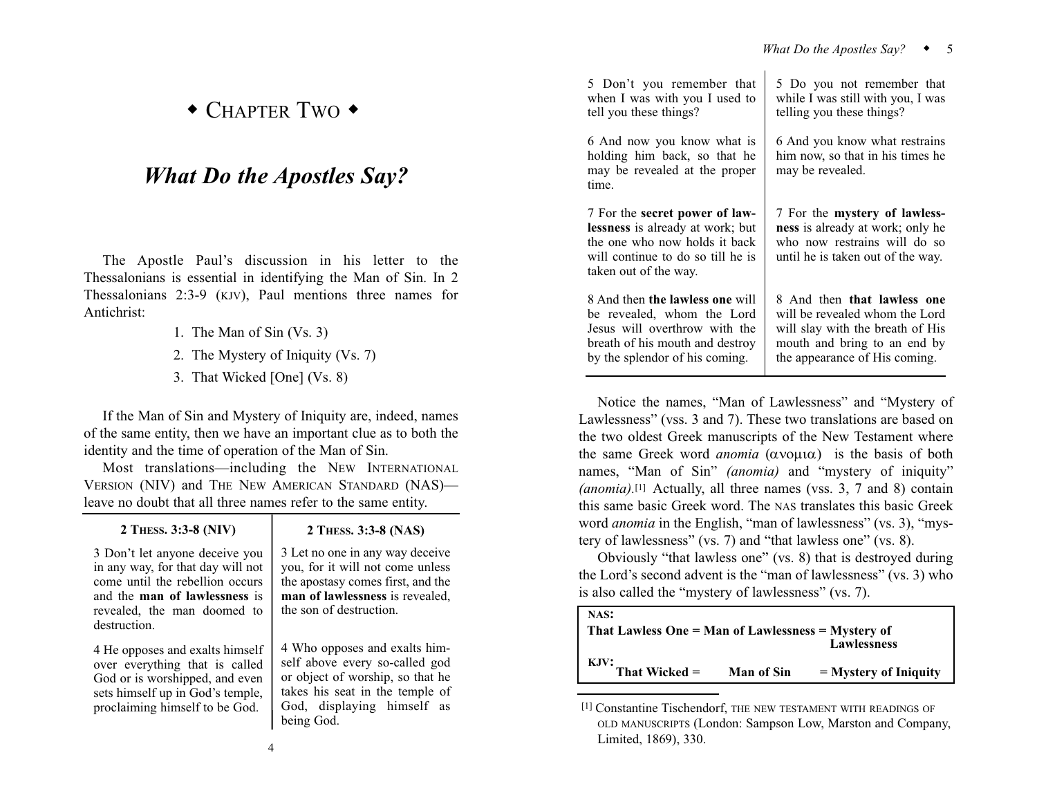# ◆ Chapter Two ◆

## *What Do the Apostles Say?*

The Apostle Paul's discussion in his letter to the Thessalonians is essential in identifying the Man of Sin. In 2 Thessalonians 2:3-9 (KJV), Paul mentions three names for Antichrist:

1. The Man of Sin (Vs. 3)
2. The Mystery of Iniquity (Vs. 7)
3. That Wicked [One] (Vs. 8)

If the Man of Sin and Mystery of Iniquity are, indeed, names of the same entity, then we have an important clue as to both the identity and the time of operation of the Man of Sin.

Most translations—including the New International Version (NIV) and The New American Standard (NAS)—leave no doubt that all three names refer to the same entity.

| 2 Thess. 3:3-8 (NIV) | 2 Thess. 3:3-8 (NAS) |
|---|---|
| 3 Don't let anyone deceive you in any way, for that day will not come until the rebellion occurs and the **man of lawlessness** is revealed, the man doomed to destruction. | 3 Let no one in any way deceive you, for it will not come unless the apostasy comes first, and the **man of lawlessness** is revealed, the son of destruction. |
| 4 He opposes and exalts himself over everything that is called God or is worshipped, and even sets himself up in God's temple, proclaiming himself to be God. | 4 Who opposes and exalts himself above every so-called god or object of worship, so that he takes his seat in the temple of God, displaying himself as being God. |
| 5 Don't you remember that when I was with you I used to tell you these things? | 5 Do you not remember that while I was still with you, I was telling you these things? |
| 6 And now you know what is holding him back, so that he may be revealed at the proper time. | 6 And you know what restrains him now, so that in his times he may be revealed. |
| 7 For the **secret power of lawlessness** is already at work; but the one who now holds it back will continue to do so till he is taken out of the way. | 7 For the **mystery of lawlessness** is already at work; only he who now restrains will do so until he is taken out of the way. |
| 8 And then **the lawless one** will be revealed, whom the Lord Jesus will overthrow with the breath of his mouth and destroy by the splendor of his coming. | 8 And then **that lawless one** will be revealed whom the Lord will slay with the breath of His mouth and bring to an end by the appearance of His coming. |

Notice the names, "Man of Lawlessness" and "Mystery of Lawlessness" (vss. 3 and 7). These two translations are based on the two oldest Greek manuscripts of the New Testament where the same Greek word *anomia* (ανομια) is the basis of both names, "Man of Sin" *(anomia)* and "mystery of iniquity" *(anomia)*.[1] Actually, all three names (vss. 3, 7 and 8) contain this same basic Greek word. The NAS translates this basic Greek word *anomia* in the English, "man of lawlessness" (vs. 3), "mystery of lawlessness" (vs. 7) and "that lawless one" (vs. 8).

Obviously "that lawless one" (vs. 8) that is destroyed during the Lord's second advent is the "man of lawlessness" (vs. 3) who is also called the "mystery of lawlessness" (vs. 7).

**NAS:**
**That Lawless One = Man of Lawlessness = Mystery of Lawlessness**

**KJV:**
**That Wicked = Man of Sin = Mystery of Iniquity**

[1] Constantine Tischendorf, The New Testament with Readings of Old Manuscripts (London: Sampson Low, Marston and Company, Limited, 1869), 330.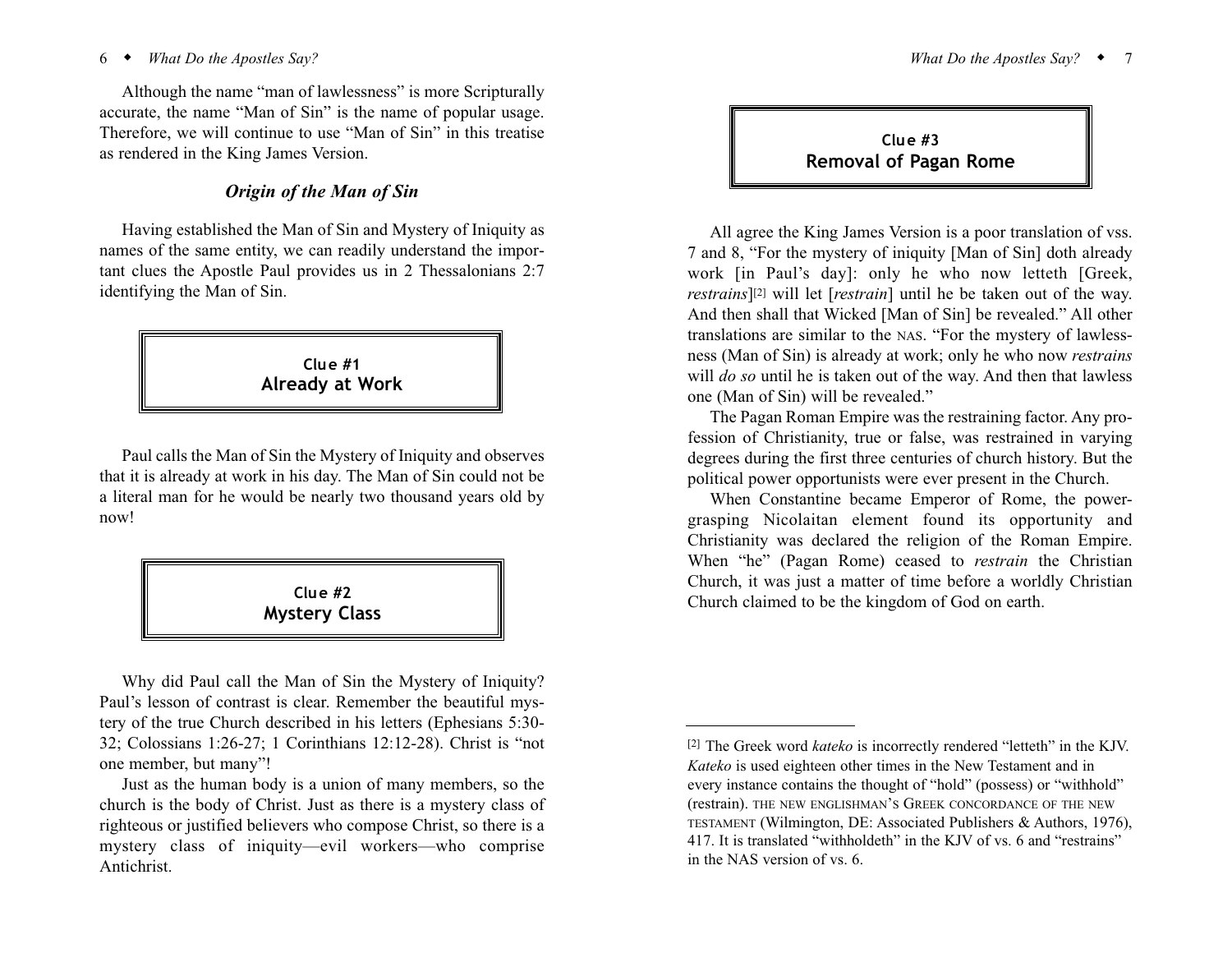Although the name "man of lawlessness" is more Scripturally accurate, the name "Man of Sin" is the name of popular usage. Therefore, we will continue to use "Man of Sin" in this treatise as rendered in the King James Version.

### *Origin of the Man of Sin*

Having established the Man of Sin and Mystery of Iniquity as names of the same entity, we can readily understand the important clues the Apostle Paul provides us in 2 Thessalonians 2:7 identifying the Man of Sin.

**Clue #1**
**Already at Work**

Paul calls the Man of Sin the Mystery of Iniquity and observes that it is already at work in his day. The Man of Sin could not be a literal man for he would be nearly two thousand years old by now!

**Clue #2**
**Mystery Class**

Why did Paul call the Man of Sin the Mystery of Iniquity? Paul's lesson of contrast is clear. Remember the beautiful mystery of the true Church described in his letters (Ephesians 5:30-32; Colossians 1:26-27; 1 Corinthians 12:12-28). Christ is "not one member, but many"!

Just as the human body is a union of many members, so the church is the body of Christ. Just as there is a mystery class of righteous or justified believers who compose Christ, so there is a mystery class of iniquity—evil workers—who comprise Antichrist.

**Clue #3**
**Removal of Pagan Rome**

All agree the King James Version is a poor translation of vss. 7 and 8, "For the mystery of iniquity [Man of Sin] doth already work [in Paul's day]: only he who now letteth [Greek, *restrains*][2] will let [*restrain*] until he be taken out of the way. And then shall that Wicked [Man of Sin] be revealed." All other translations are similar to the NAS. "For the mystery of lawlessness (Man of Sin) is already at work; only he who now *restrains* will *do so* until he is taken out of the way. And then that lawless one (Man of Sin) will be revealed."

The Pagan Roman Empire was the restraining factor. Any profession of Christianity, true or false, was restrained in varying degrees during the first three centuries of church history. But the political power opportunists were ever present in the Church.

When Constantine became Emperor of Rome, the power-grasping Nicolaitan element found its opportunity and Christianity was declared the religion of the Roman Empire. When "he" (Pagan Rome) ceased to *restrain* the Christian Church, it was just a matter of time before a worldly Christian Church claimed to be the kingdom of God on earth.

---

[2] The Greek word *kateko* is incorrectly rendered "letteth" in the KJV. *Kateko* is used eighteen other times in the New Testament and in every instance contains the thought of "hold" (possess) or "withhold" (restrain). THE NEW ENGLISHMAN'S GREEK CONCORDANCE OF THE NEW TESTAMENT (Wilmington, DE: Associated Publishers & Authors, 1976), 417. It is translated "withholdeth" in the KJV of vs. 6 and "restrains" in the NAS version of vs. 6.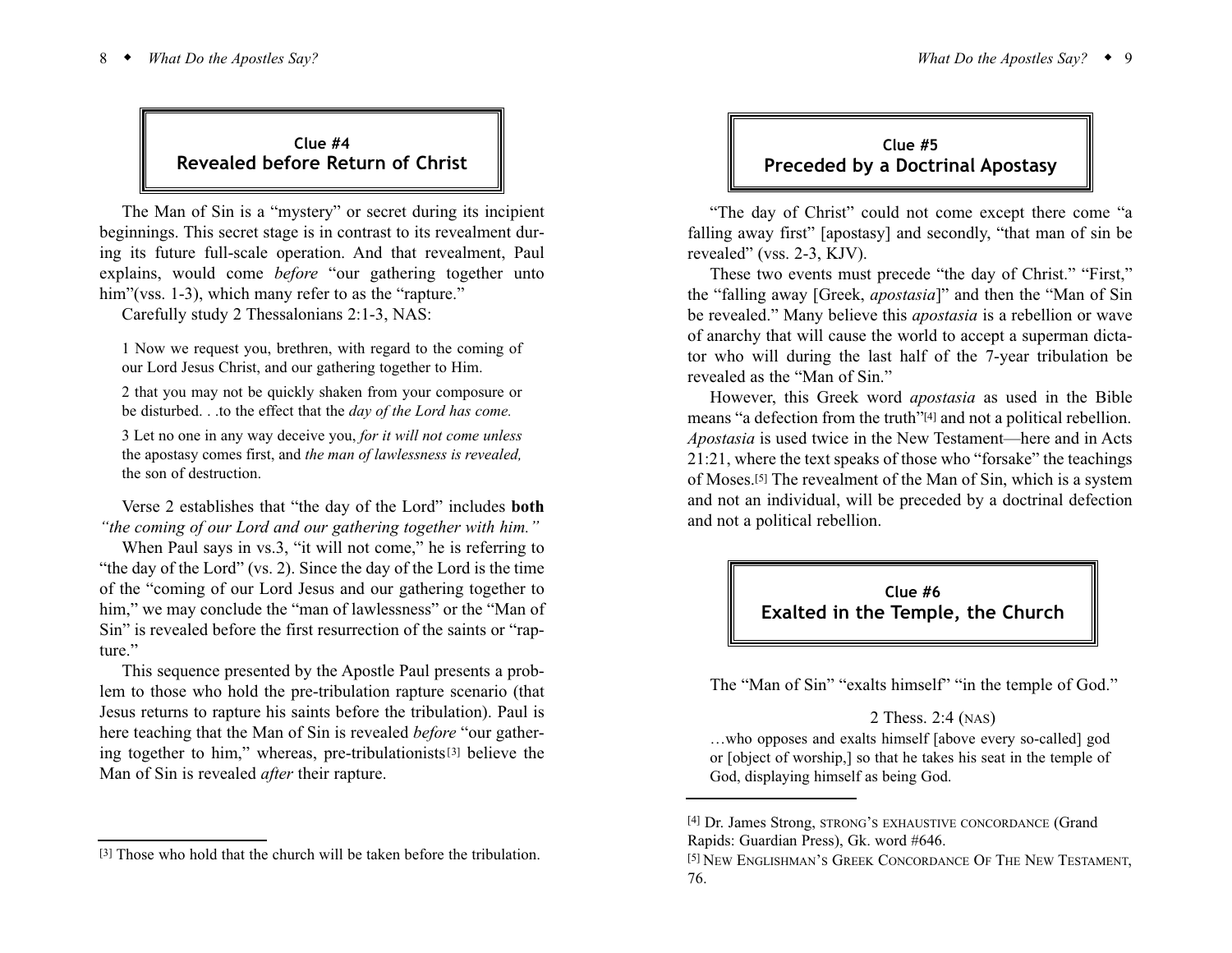## Clue #4
## Revealed before Return of Christ

The Man of Sin is a "mystery" or secret during its incipient beginnings. This secret stage is in contrast to its revealment during its future full-scale operation. And that revealment, Paul explains, would come *before* "our gathering together unto him"(vss. 1-3), which many refer to as the "rapture."

Carefully study 2 Thessalonians 2:1-3, NAS:

> 1 Now we request you, brethren, with regard to the coming of our Lord Jesus Christ, and our gathering together to Him.
>
> 2 that you may not be quickly shaken from your composure or be disturbed. . .to the effect that the *day of the Lord has come.*
>
> 3 Let no one in any way deceive you, *for it will not come unless* the apostasy comes first, and *the man of lawlessness is revealed,* the son of destruction.

Verse 2 establishes that "the day of the Lord" includes **both** *"the coming of our Lord and our gathering together with him."*

When Paul says in vs.3, "it will not come," he is referring to "the day of the Lord" (vs. 2). Since the day of the Lord is the time of the "coming of our Lord Jesus and our gathering together to him," we may conclude the "man of lawlessness" or the "Man of Sin" is revealed before the first resurrection of the saints or "rapture."

This sequence presented by the Apostle Paul presents a problem to those who hold the pre-tribulation rapture scenario (that Jesus returns to rapture his saints before the tribulation). Paul is here teaching that the Man of Sin is revealed *before* "our gathering together to him," whereas, pre-tribulationists[3] believe the Man of Sin is revealed *after* their rapture.

[3] Those who hold that the church will be taken before the tribulation.

## Clue #5
## Preceded by a Doctrinal Apostasy

"The day of Christ" could not come except there come "a falling away first" [apostasy] and secondly, "that man of sin be revealed" (vss. 2-3, KJV).

These two events must precede "the day of Christ." "First," the "falling away [Greek, *apostasia*]" and then the "Man of Sin be revealed." Many believe this *apostasia* is a rebellion or wave of anarchy that will cause the world to accept a superman dictator who will during the last half of the 7-year tribulation be revealed as the "Man of Sin."

However, this Greek word *apostasia* as used in the Bible means "a defection from the truth"[4] and not a political rebellion. *Apostasia* is used twice in the New Testament—here and in Acts 21:21, where the text speaks of those who "forsake" the teachings of Moses.[5] The revealment of the Man of Sin, which is a system and not an individual, will be preceded by a doctrinal defection and not a political rebellion.

## Clue #6
## Exalted in the Temple, the Church

The "Man of Sin" "exalts himself" "in the temple of God."

2 Thess. 2:4 (NAS)

> …who opposes and exalts himself [above every so-called] god or [object of worship,] so that he takes his seat in the temple of God, displaying himself as being God.

[4] Dr. James Strong, STRONG'S EXHAUSTIVE CONCORDANCE (Grand Rapids: Guardian Press), Gk. word #646.

[5] NEW ENGLISHMAN'S GREEK CONCORDANCE OF THE NEW TESTAMENT, 76.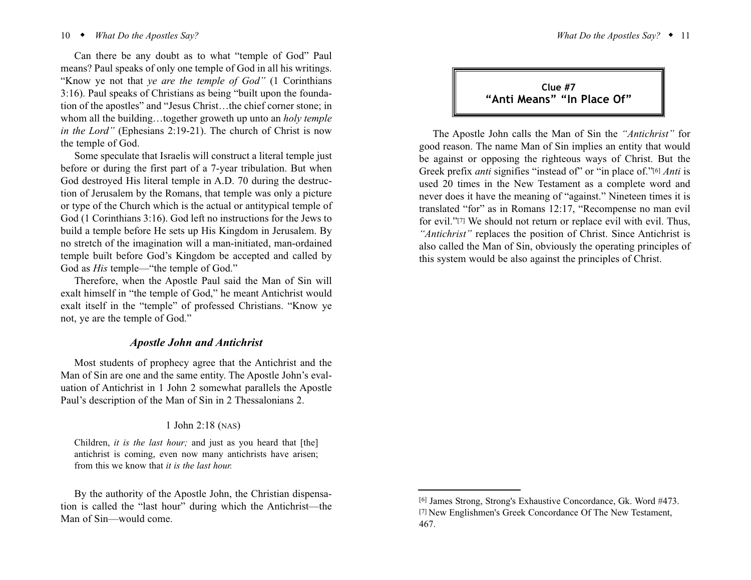Can there be any doubt as to what "temple of God" Paul means? Paul speaks of only one temple of God in all his writings. "Know ye not that *ye are the temple of God"* (1 Corinthians 3:16). Paul speaks of Christians as being "built upon the foundation of the apostles" and "Jesus Christ…the chief corner stone; in whom all the building…together groweth up unto an *holy temple in the Lord"* (Ephesians 2:19-21). The church of Christ is now the temple of God.

Some speculate that Israelis will construct a literal temple just before or during the first part of a 7-year tribulation. But when God destroyed His literal temple in A.D. 70 during the destruction of Jerusalem by the Romans, that temple was only a picture or type of the Church which is the actual or antitypical temple of God (1 Corinthians 3:16). God left no instructions for the Jews to build a temple before He sets up His Kingdom in Jerusalem. By no stretch of the imagination will a man-initiated, man-ordained temple built before God's Kingdom be accepted and called by God as *His* temple—"the temple of God."

Therefore, when the Apostle Paul said the Man of Sin will exalt himself in "the temple of God," he meant Antichrist would exalt itself in the "temple" of professed Christians. "Know ye not, ye are the temple of God."

### *Apostle John and Antichrist*

Most students of prophecy agree that the Antichrist and the Man of Sin are one and the same entity. The Apostle John's evaluation of Antichrist in 1 John 2 somewhat parallels the Apostle Paul's description of the Man of Sin in 2 Thessalonians 2.

1 John 2:18 (NAS)

> Children, *it is the last hour;* and just as you heard that [the] antichrist is coming, even now many antichrists have arisen; from this we know that *it is the last hour.*

By the authority of the Apostle John, the Christian dispensation is called the "last hour" during which the Antichrist—the Man of Sin—would come.

## Clue #7
## "Anti Means" "In Place Of"

The Apostle John calls the Man of Sin the *"Antichrist"* for good reason. The name Man of Sin implies an entity that would be against or opposing the righteous ways of Christ. But the Greek prefix *anti* signifies "instead of" or "in place of."[6] *Anti* is used 20 times in the New Testament as a complete word and never does it have the meaning of "against." Nineteen times it is translated "for" as in Romans 12:17, "Recompense no man evil for evil."[7] We should not return or replace evil with evil. Thus, *"Antichrist"* replaces the position of Christ. Since Antichrist is also called the Man of Sin, obviously the operating principles of this system would be also against the principles of Christ.

---

[6] James Strong, Strong's Exhaustive Concordance, Gk. Word #473.
[7] New Englishmen's Greek Concordance Of The New Testament, 467.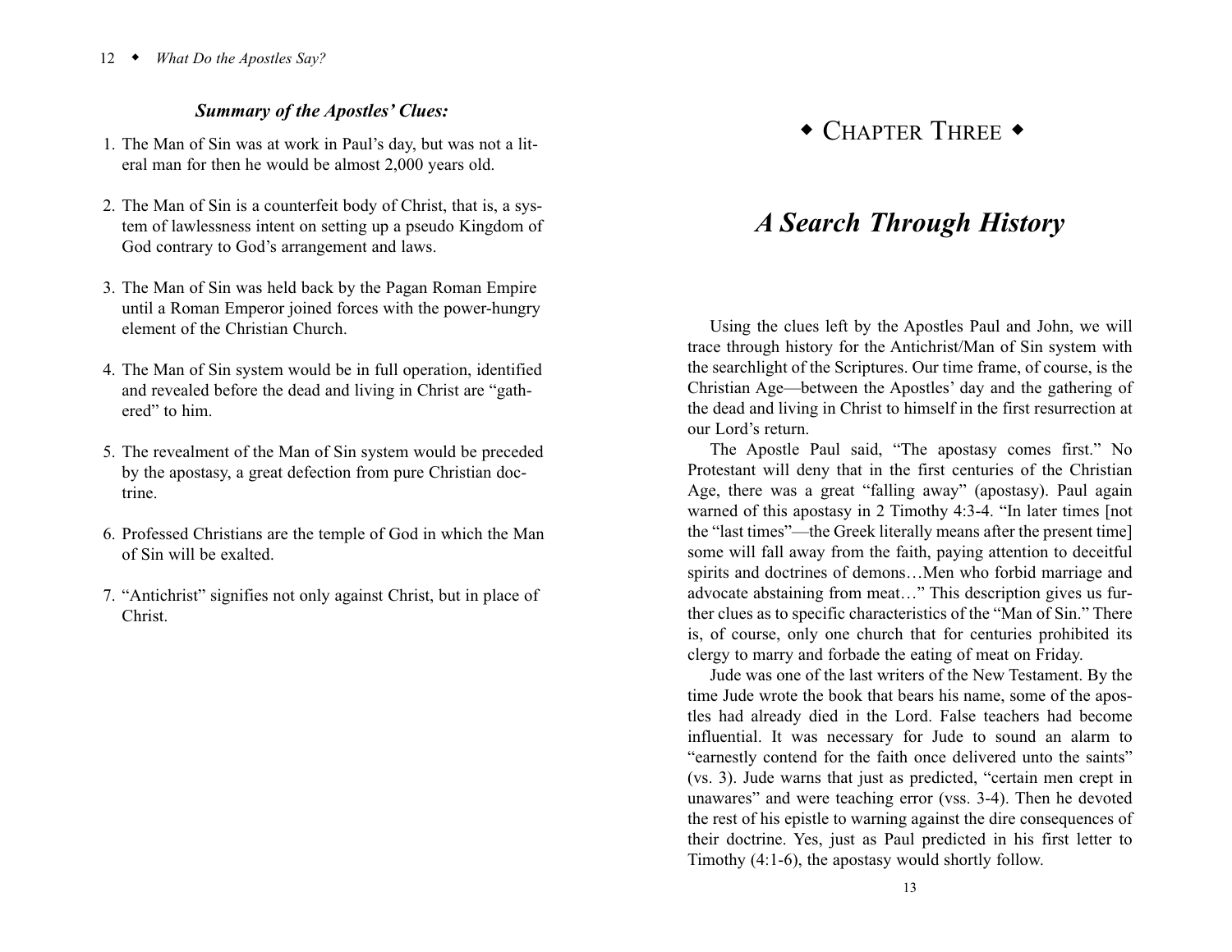### *Summary of the Apostles' Clues:*

1. The Man of Sin was at work in Paul's day, but was not a literal man for then he would be almost 2,000 years old.

2. The Man of Sin is a counterfeit body of Christ, that is, a system of lawlessness intent on setting up a pseudo Kingdom of God contrary to God's arrangement and laws.

3. The Man of Sin was held back by the Pagan Roman Empire until a Roman Emperor joined forces with the power-hungry element of the Christian Church.

4. The Man of Sin system would be in full operation, identified and revealed before the dead and living in Christ are "gathered" to him.

5. The revealment of the Man of Sin system would be preceded by the apostasy, a great defection from pure Christian doctrine.

6. Professed Christians are the temple of God in which the Man of Sin will be exalted.

7. "Antichrist" signifies not only against Christ, but in place of Christ.

# ◆ Chapter Three ◆

## *A Search Through History*

Using the clues left by the Apostles Paul and John, we will trace through history for the Antichrist/Man of Sin system with the searchlight of the Scriptures. Our time frame, of course, is the Christian Age—between the Apostles' day and the gathering of the dead and living in Christ to himself in the first resurrection at our Lord's return.

The Apostle Paul said, "The apostasy comes first." No Protestant will deny that in the first centuries of the Christian Age, there was a great "falling away" (apostasy). Paul again warned of this apostasy in 2 Timothy 4:3-4. "In later times [not the "last times"—the Greek literally means after the present time] some will fall away from the faith, paying attention to deceitful spirits and doctrines of demons…Men who forbid marriage and advocate abstaining from meat…" This description gives us further clues as to specific characteristics of the "Man of Sin." There is, of course, only one church that for centuries prohibited its clergy to marry and forbade the eating of meat on Friday.

Jude was one of the last writers of the New Testament. By the time Jude wrote the book that bears his name, some of the apostles had already died in the Lord. False teachers had become influential. It was necessary for Jude to sound an alarm to "earnestly contend for the faith once delivered unto the saints" (vs. 3). Jude warns that just as predicted, "certain men crept in unawares" and were teaching error (vss. 3-4). Then he devoted the rest of his epistle to warning against the dire consequences of their doctrine. Yes, just as Paul predicted in his first letter to Timothy (4:1-6), the apostasy would shortly follow.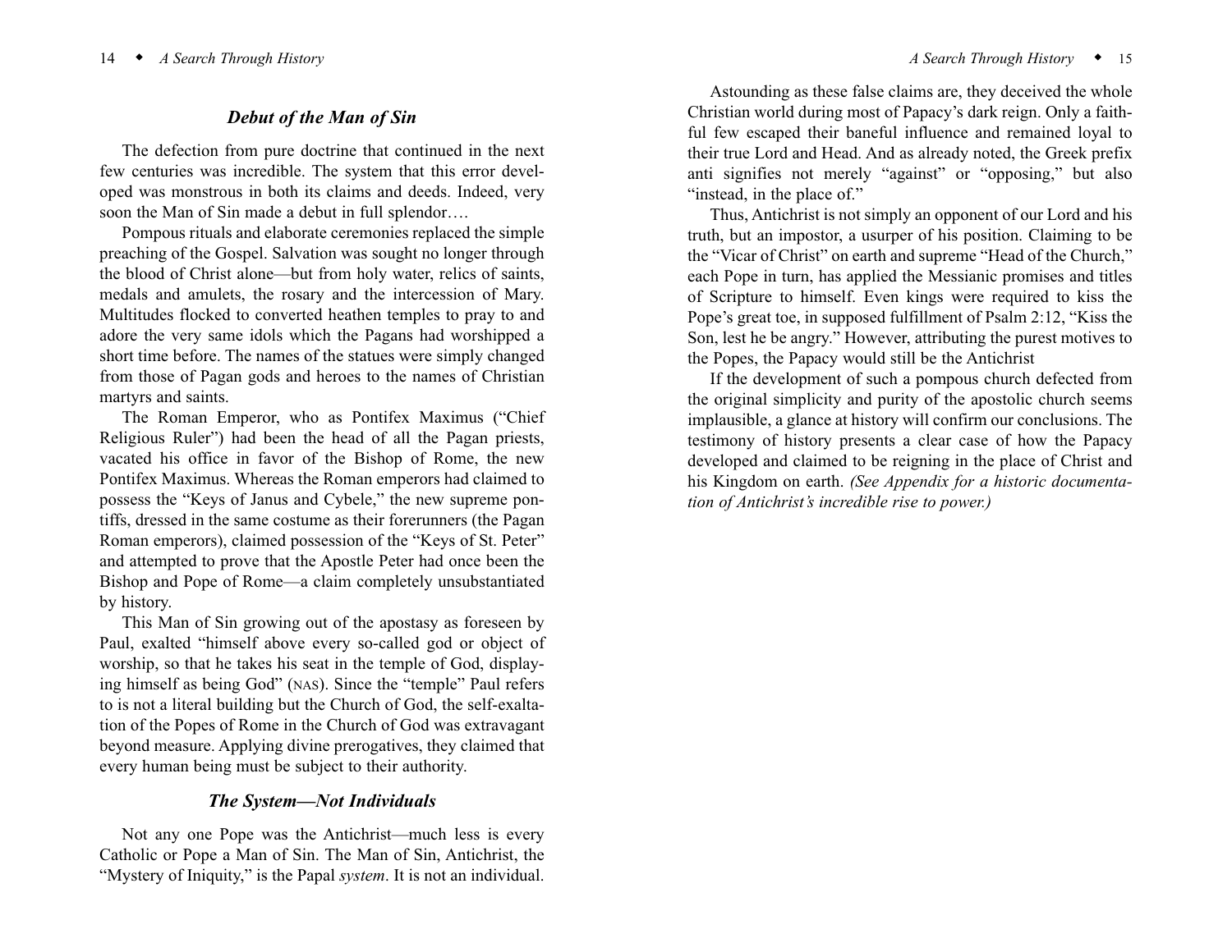### *Debut of the Man of Sin*

The defection from pure doctrine that continued in the next few centuries was incredible. The system that this error developed was monstrous in both its claims and deeds. Indeed, very soon the Man of Sin made a debut in full splendor….

Pompous rituals and elaborate ceremonies replaced the simple preaching of the Gospel. Salvation was sought no longer through the blood of Christ alone—but from holy water, relics of saints, medals and amulets, the rosary and the intercession of Mary. Multitudes flocked to converted heathen temples to pray to and adore the very same idols which the Pagans had worshipped a short time before. The names of the statues were simply changed from those of Pagan gods and heroes to the names of Christian martyrs and saints.

The Roman Emperor, who as Pontifex Maximus ("Chief Religious Ruler") had been the head of all the Pagan priests, vacated his office in favor of the Bishop of Rome, the new Pontifex Maximus. Whereas the Roman emperors had claimed to possess the "Keys of Janus and Cybele," the new supreme pontiffs, dressed in the same costume as their forerunners (the Pagan Roman emperors), claimed possession of the "Keys of St. Peter" and attempted to prove that the Apostle Peter had once been the Bishop and Pope of Rome—a claim completely unsubstantiated by history.

This Man of Sin growing out of the apostasy as foreseen by Paul, exalted "himself above every so-called god or object of worship, so that he takes his seat in the temple of God, displaying himself as being God" (NAS). Since the "temple" Paul refers to is not a literal building but the Church of God, the self-exaltation of the Popes of Rome in the Church of God was extravagant beyond measure. Applying divine prerogatives, they claimed that every human being must be subject to their authority.

### *The System—Not Individuals*

Not any one Pope was the Antichrist—much less is every Catholic or Pope a Man of Sin. The Man of Sin, Antichrist, the "Mystery of Iniquity," is the Papal *system*. It is not an individual.

Astounding as these false claims are, they deceived the whole Christian world during most of Papacy's dark reign. Only a faithful few escaped their baneful influence and remained loyal to their true Lord and Head. And as already noted, the Greek prefix anti signifies not merely "against" or "opposing," but also "instead, in the place of."

Thus, Antichrist is not simply an opponent of our Lord and his truth, but an impostor, a usurper of his position. Claiming to be the "Vicar of Christ" on earth and supreme "Head of the Church," each Pope in turn, has applied the Messianic promises and titles of Scripture to himself. Even kings were required to kiss the Pope's great toe, in supposed fulfillment of Psalm 2:12, "Kiss the Son, lest he be angry." However, attributing the purest motives to the Popes, the Papacy would still be the Antichrist

If the development of such a pompous church defected from the original simplicity and purity of the apostolic church seems implausible, a glance at history will confirm our conclusions. The testimony of history presents a clear case of how the Papacy developed and claimed to be reigning in the place of Christ and his Kingdom on earth. *(See Appendix for a historic documentation of Antichrist's incredible rise to power.)*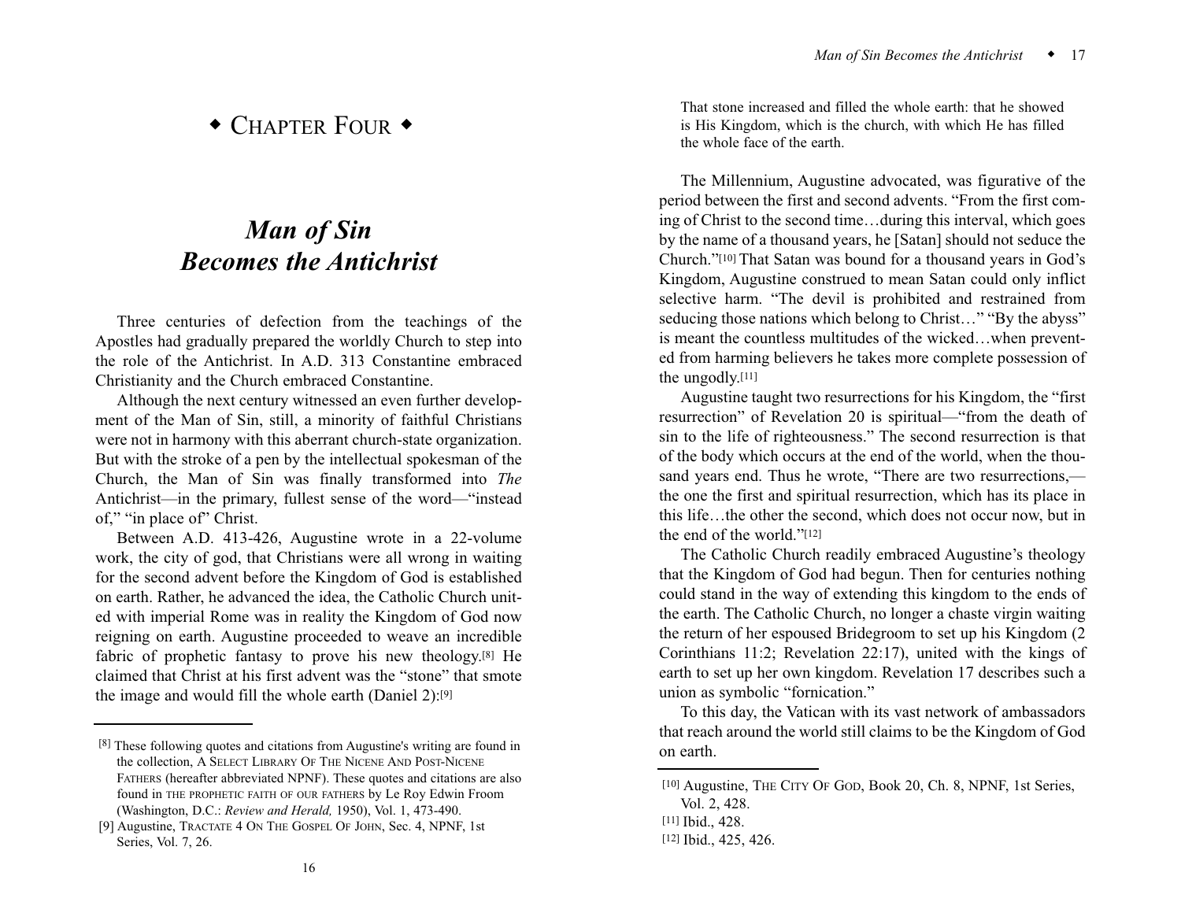# ◆ Chapter Four ◆

## *Man of Sin Becomes the Antichrist*

Three centuries of defection from the teachings of the Apostles had gradually prepared the worldly Church to step into the role of the Antichrist. In A.D. 313 Constantine embraced Christianity and the Church embraced Constantine.

Although the next century witnessed an even further development of the Man of Sin, still, a minority of faithful Christians were not in harmony with this aberrant church-state organization. But with the stroke of a pen by the intellectual spokesman of the Church, the Man of Sin was finally transformed into *The* Antichrist—in the primary, fullest sense of the word—"instead of," "in place of" Christ.

Between A.D. 413-426, Augustine wrote in a 22-volume work, the city of god, that Christians were all wrong in waiting for the second advent before the Kingdom of God is established on earth. Rather, he advanced the idea, the Catholic Church united with imperial Rome was in reality the Kingdom of God now reigning on earth. Augustine proceeded to weave an incredible fabric of prophetic fantasy to prove his new theology.[8] He claimed that Christ at his first advent was the "stone" that smote the image and would fill the whole earth (Daniel 2):[9]

> That stone increased and filled the whole earth: that he showed is His Kingdom, which is the church, with which He has filled the whole face of the earth.

The Millennium, Augustine advocated, was figurative of the period between the first and second advents. "From the first coming of Christ to the second time…during this interval, which goes by the name of a thousand years, he [Satan] should not seduce the Church."[10] That Satan was bound for a thousand years in God's Kingdom, Augustine construed to mean Satan could only inflict selective harm. "The devil is prohibited and restrained from seducing those nations which belong to Christ…" "By the abyss" is meant the countless multitudes of the wicked…when prevented from harming believers he takes more complete possession of the ungodly.[11]

Augustine taught two resurrections for his Kingdom, the "first resurrection" of Revelation 20 is spiritual—"from the death of sin to the life of righteousness." The second resurrection is that of the body which occurs at the end of the world, when the thousand years end. Thus he wrote, "There are two resurrections,—the one the first and spiritual resurrection, which has its place in this life…the other the second, which does not occur now, but in the end of the world."[12]

The Catholic Church readily embraced Augustine's theology that the Kingdom of God had begun. Then for centuries nothing could stand in the way of extending this kingdom to the ends of the earth. The Catholic Church, no longer a chaste virgin waiting the return of her espoused Bridegroom to set up his Kingdom (2 Corinthians 11:2; Revelation 22:17), united with the kings of earth to set up her own kingdom. Revelation 17 describes such a union as symbolic "fornication."

To this day, the Vatican with its vast network of ambassadors that reach around the world still claims to be the Kingdom of God on earth.

---

[8] These following quotes and citations from Augustine's writing are found in the collection, A Select Library Of The Nicene And Post-Nicene Fathers (hereafter abbreviated NPNF). These quotes and citations are also found in the prophetic faith of our fathers by Le Roy Edwin Froom (Washington, D.C.: *Review and Herald,* 1950), Vol. 1, 473-490.

[9] Augustine, Tractate 4 On The Gospel Of John, Sec. 4, NPNF, 1st Series, Vol. 7, 26.

[10] Augustine, The City Of God, Book 20, Ch. 8, NPNF, 1st Series, Vol. 2, 428.

[11] Ibid., 428.

[12] Ibid., 425, 426.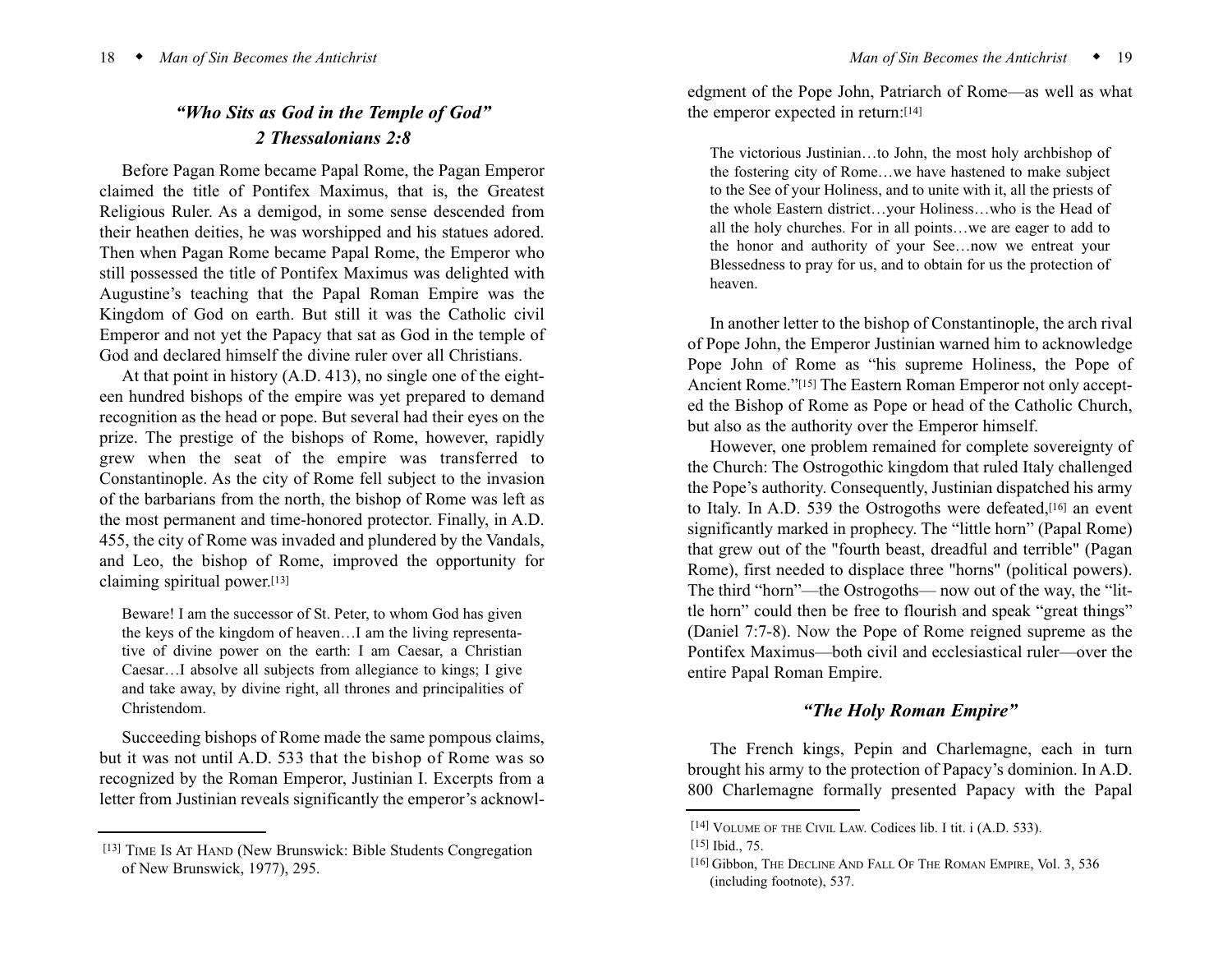## *"Who Sits as God in the Temple of God"* *2 Thessalonians 2:8*

Before Pagan Rome became Papal Rome, the Pagan Emperor claimed the title of Pontifex Maximus, that is, the Greatest Religious Ruler. As a demigod, in some sense descended from their heathen deities, he was worshipped and his statues adored. Then when Pagan Rome became Papal Rome, the Emperor who still possessed the title of Pontifex Maximus was delighted with Augustine's teaching that the Papal Roman Empire was the Kingdom of God on earth. But still it was the Catholic civil Emperor and not yet the Papacy that sat as God in the temple of God and declared himself the divine ruler over all Christians.

At that point in history (A.D. 413), no single one of the eighteen hundred bishops of the empire was yet prepared to demand recognition as the head or pope. But several had their eyes on the prize. The prestige of the bishops of Rome, however, rapidly grew when the seat of the empire was transferred to Constantinople. As the city of Rome fell subject to the invasion of the barbarians from the north, the bishop of Rome was left as the most permanent and time-honored protector. Finally, in A.D. 455, the city of Rome was invaded and plundered by the Vandals, and Leo, the bishop of Rome, improved the opportunity for claiming spiritual power.[13]

> Beware! I am the successor of St. Peter, to whom God has given the keys of the kingdom of heaven…I am the living representative of divine power on the earth: I am Caesar, a Christian Caesar…I absolve all subjects from allegiance to kings; I give and take away, by divine right, all thrones and principalities of Christendom.

Succeeding bishops of Rome made the same pompous claims, but it was not until A.D. 533 that the bishop of Rome was so recognized by the Roman Emperor, Justinian I. Excerpts from a letter from Justinian reveals significantly the emperor's acknowledgment of the Pope John, Patriarch of Rome—as well as what the emperor expected in return:[14]

> The victorious Justinian…to John, the most holy archbishop of the fostering city of Rome…we have hastened to make subject to the See of your Holiness, and to unite with it, all the priests of the whole Eastern district…your Holiness…who is the Head of all the holy churches. For in all points…we are eager to add to the honor and authority of your See…now we entreat your Blessedness to pray for us, and to obtain for us the protection of heaven.

In another letter to the bishop of Constantinople, the arch rival of Pope John, the Emperor Justinian warned him to acknowledge Pope John of Rome as "his supreme Holiness, the Pope of Ancient Rome."[15] The Eastern Roman Emperor not only accepted the Bishop of Rome as Pope or head of the Catholic Church, but also as the authority over the Emperor himself.

However, one problem remained for complete sovereignty of the Church: The Ostrogothic kingdom that ruled Italy challenged the Pope's authority. Consequently, Justinian dispatched his army to Italy. In A.D. 539 the Ostrogoths were defeated,[16] an event significantly marked in prophecy. The "little horn" (Papal Rome) that grew out of the "fourth beast, dreadful and terrible" (Pagan Rome), first needed to displace three "horns" (political powers). The third "horn"—the Ostrogoths— now out of the way, the "little horn" could then be free to flourish and speak "great things" (Daniel 7:7-8). Now the Pope of Rome reigned supreme as the Pontifex Maximus—both civil and ecclesiastical ruler—over the entire Papal Roman Empire.

## *"The Holy Roman Empire"*

The French kings, Pepin and Charlemagne, each in turn brought his army to the protection of Papacy's dominion. In A.D. 800 Charlemagne formally presented Papacy with the Papal

---

[13] Time Is At Hand (New Brunswick: Bible Students Congregation of New Brunswick, 1977), 295.

[14] Volume of the Civil Law. Codices lib. I tit. i (A.D. 533).

[15] Ibid., 75.

[16] Gibbon, The Decline And Fall Of The Roman Empire, Vol. 3, 536 (including footnote), 537.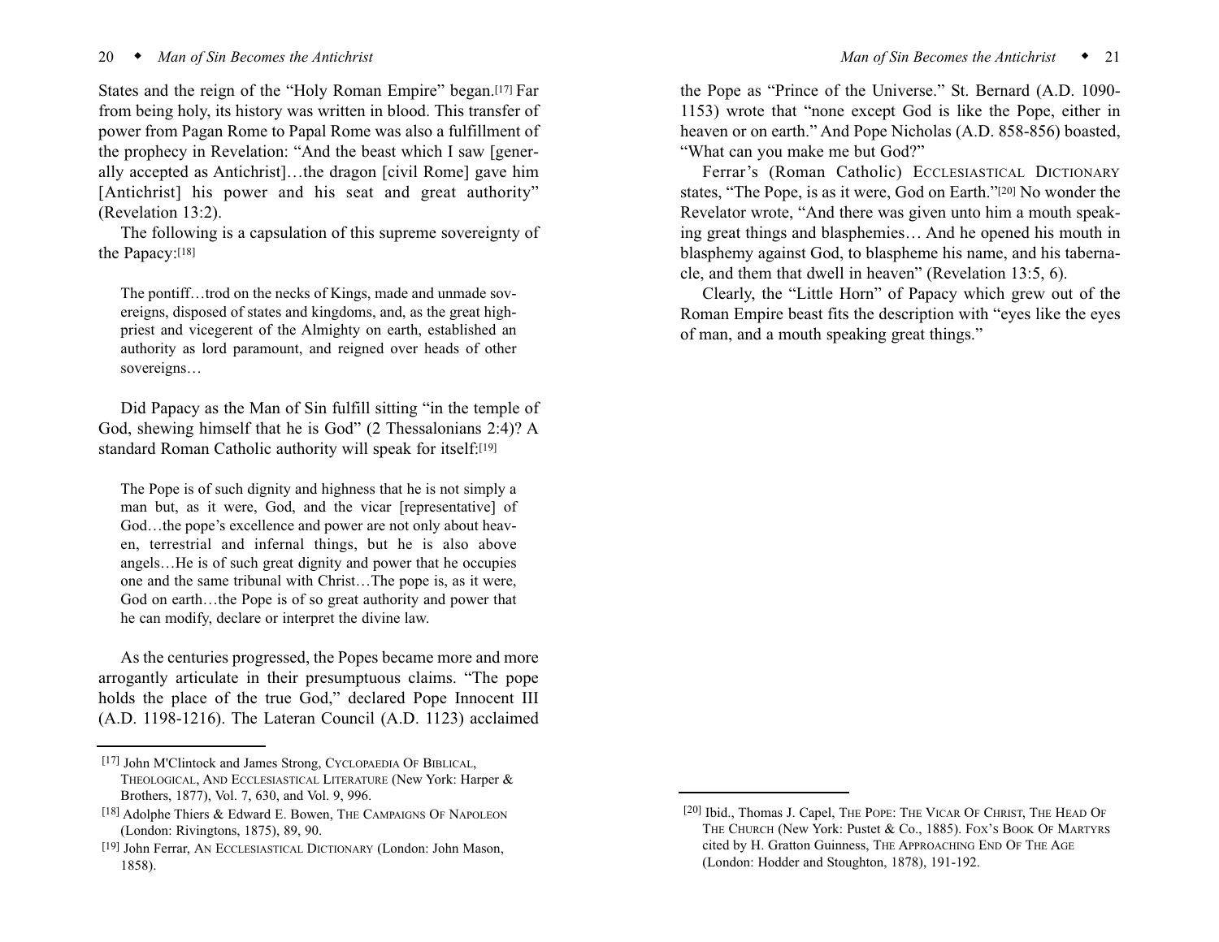States and the reign of the "Holy Roman Empire" began.[17] Far from being holy, its history was written in blood. This transfer of power from Pagan Rome to Papal Rome was also a fulfillment of the prophecy in Revelation: "And the beast which I saw [generally accepted as Antichrist]…the dragon [civil Rome] gave him [Antichrist] his power and his seat and great authority" (Revelation 13:2).

The following is a capsulation of this supreme sovereignty of the Papacy:[18]

> The pontiff…trod on the necks of Kings, made and unmade sovereigns, disposed of states and kingdoms, and, as the great high-priest and vicegerent of the Almighty on earth, established an authority as lord paramount, and reigned over heads of other sovereigns…

Did Papacy as the Man of Sin fulfill sitting "in the temple of God, shewing himself that he is God" (2 Thessalonians 2:4)? A standard Roman Catholic authority will speak for itself:[19]

> The Pope is of such dignity and highness that he is not simply a man but, as it were, God, and the vicar [representative] of God…the pope's excellence and power are not only about heaven, terrestrial and infernal things, but he is also above angels…He is of such great dignity and power that he occupies one and the same tribunal with Christ…The pope is, as it were, God on earth…the Pope is of so great authority and power that he can modify, declare or interpret the divine law.

As the centuries progressed, the Popes became more and more arrogantly articulate in their presumptuous claims. "The pope holds the place of the true God," declared Pope Innocent III (A.D. 1198-1216). The Lateran Council (A.D. 1123) acclaimed the Pope as "Prince of the Universe." St. Bernard (A.D. 1090-1153) wrote that "none except God is like the Pope, either in heaven or on earth." And Pope Nicholas (A.D. 858-856) boasted, "What can you make me but God?"

Ferrar's (Roman Catholic) ECCLESIASTICAL DICTIONARY states, "The Pope, is as it were, God on Earth."[20] No wonder the Revelator wrote, "And there was given unto him a mouth speaking great things and blasphemies… And he opened his mouth in blasphemy against God, to blaspheme his name, and his tabernacle, and them that dwell in heaven" (Revelation 13:5, 6).

Clearly, the "Little Horn" of Papacy which grew out of the Roman Empire beast fits the description with "eyes like the eyes of man, and a mouth speaking great things."

---

[17] John M'Clintock and James Strong, CYCLOPAEDIA OF BIBLICAL, THEOLOGICAL, AND ECCLESIASTICAL LITERATURE (New York: Harper & Brothers, 1877), Vol. 7, 630, and Vol. 9, 996.

[18] Adolphe Thiers & Edward E. Bowen, THE CAMPAIGNS OF NAPOLEON (London: Rivingtons, 1875), 89, 90.

[19] John Ferrar, AN ECCLESIASTICAL DICTIONARY (London: John Mason, 1858).

[20] Ibid., Thomas J. Capel, THE POPE: THE VICAR OF CHRIST, THE HEAD OF THE CHURCH (New York: Pustet & Co., 1885). FOX'S BOOK OF MARTYRS cited by H. Gratton Guinness, THE APPROACHING END OF THE AGE (London: Hodder and Stoughton, 1878), 191-192.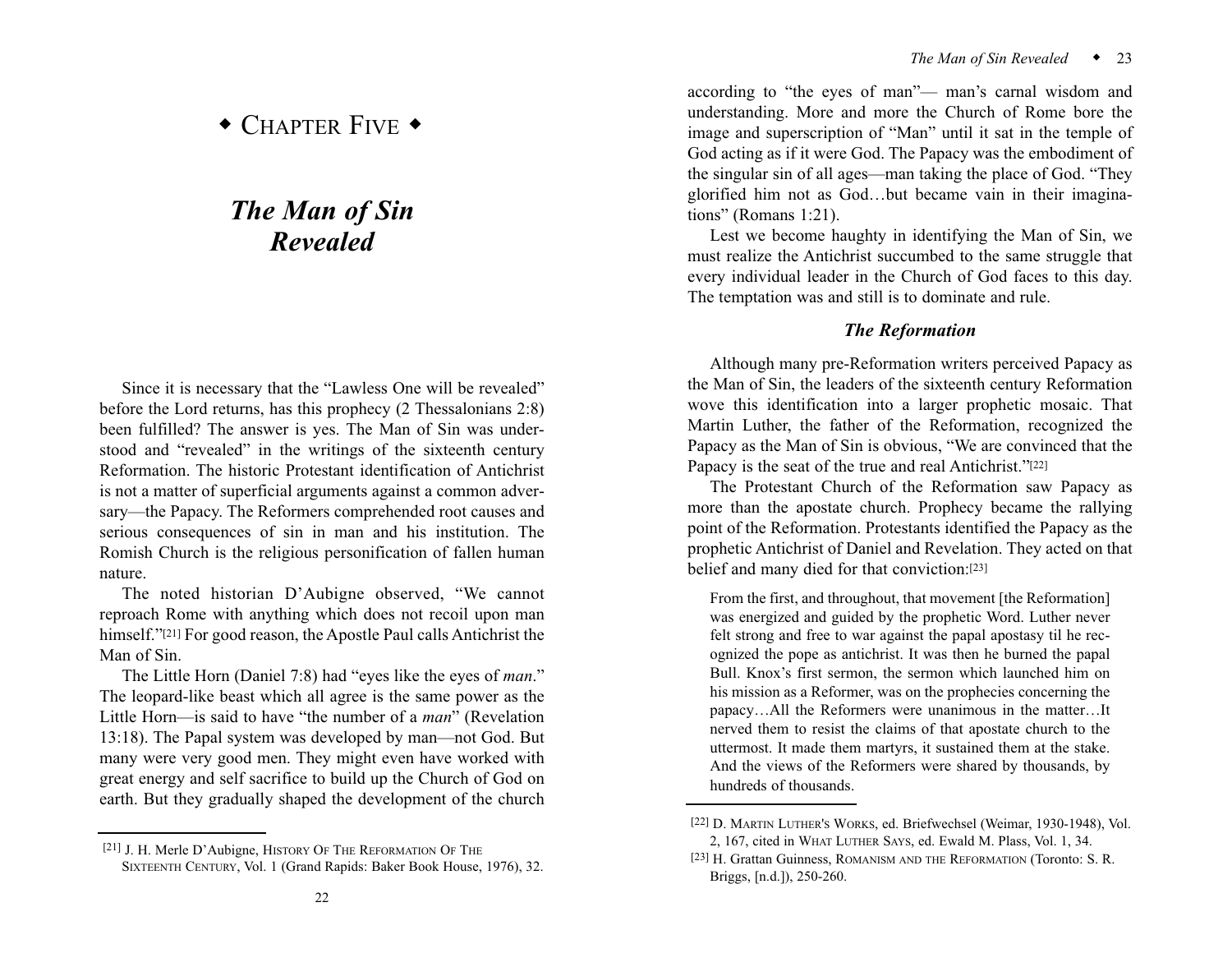# ◆ Chapter Five ◆

## *The Man of Sin Revealed*

Since it is necessary that the "Lawless One will be revealed" before the Lord returns, has this prophecy (2 Thessalonians 2:8) been fulfilled? The answer is yes. The Man of Sin was understood and "revealed" in the writings of the sixteenth century Reformation. The historic Protestant identification of Antichrist is not a matter of superficial arguments against a common adversary—the Papacy. The Reformers comprehended root causes and serious consequences of sin in man and his institution. The Romish Church is the religious personification of fallen human nature.

The noted historian D'Aubigne observed, "We cannot reproach Rome with anything which does not recoil upon man himself."[21] For good reason, the Apostle Paul calls Antichrist the Man of Sin.

The Little Horn (Daniel 7:8) had "eyes like the eyes of *man*." The leopard-like beast which all agree is the same power as the Little Horn—is said to have "the number of a *man*" (Revelation 13:18). The Papal system was developed by man—not God. But many were very good men. They might even have worked with great energy and self sacrifice to build up the Church of God on earth. But they gradually shaped the development of the church according to "the eyes of man"— man's carnal wisdom and understanding. More and more the Church of Rome bore the image and superscription of "Man" until it sat in the temple of God acting as if it were God. The Papacy was the embodiment of the singular sin of all ages—man taking the place of God. "They glorified him not as God…but became vain in their imaginations" (Romans 1:21).

Lest we become haughty in identifying the Man of Sin, we must realize the Antichrist succumbed to the same struggle that every individual leader in the Church of God faces to this day. The temptation was and still is to dominate and rule.

### *The Reformation*

Although many pre-Reformation writers perceived Papacy as the Man of Sin, the leaders of the sixteenth century Reformation wove this identification into a larger prophetic mosaic. That Martin Luther, the father of the Reformation, recognized the Papacy as the Man of Sin is obvious, "We are convinced that the Papacy is the seat of the true and real Antichrist."[22]

The Protestant Church of the Reformation saw Papacy as more than the apostate church. Prophecy became the rallying point of the Reformation. Protestants identified the Papacy as the prophetic Antichrist of Daniel and Revelation. They acted on that belief and many died for that conviction:[23]

> From the first, and throughout, that movement [the Reformation] was energized and guided by the prophetic Word. Luther never felt strong and free to war against the papal apostasy til he recognized the pope as antichrist. It was then he burned the papal Bull. Knox's first sermon, the sermon which launched him on his mission as a Reformer, was on the prophecies concerning the papacy…All the Reformers were unanimous in the matter…It nerved them to resist the claims of that apostate church to the uttermost. It made them martyrs, it sustained them at the stake. And the views of the Reformers were shared by thousands, by hundreds of thousands.

---

[21] J. H. Merle D'Aubigne, History Of The Reformation Of The Sixteenth Century, Vol. 1 (Grand Rapids: Baker Book House, 1976), 32.

[22] D. Martin Luther's Works, ed. Briefwechsel (Weimar, 1930-1948), Vol. 2, 167, cited in What Luther Says, ed. Ewald M. Plass, Vol. 1, 34.

[23] H. Grattan Guinness, Romanism and the Reformation (Toronto: S. R. Briggs, [n.d.]), 250-260.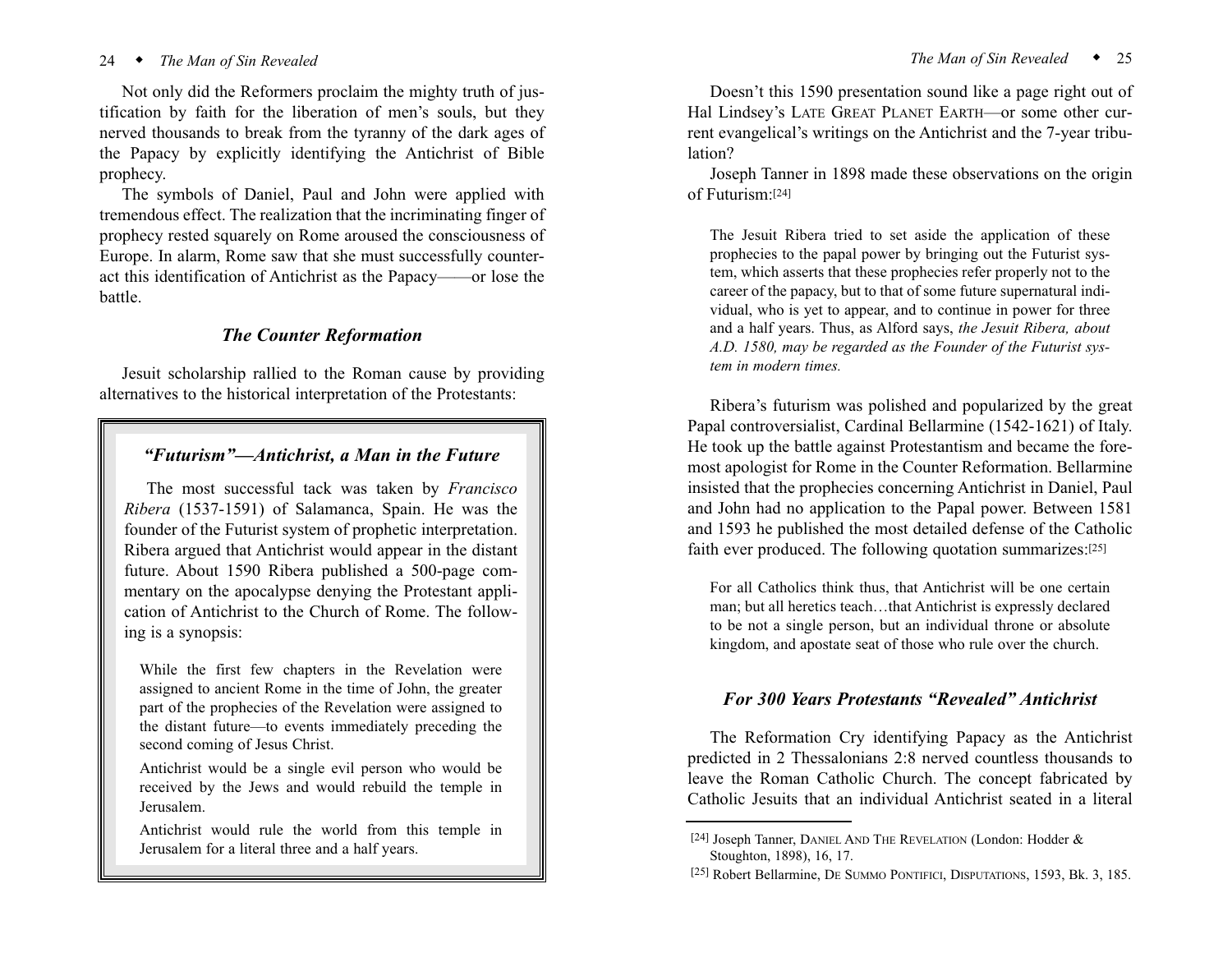Not only did the Reformers proclaim the mighty truth of justification by faith for the liberation of men's souls, but they nerved thousands to break from the tyranny of the dark ages of the Papacy by explicitly identifying the Antichrist of Bible prophecy.

The symbols of Daniel, Paul and John were applied with tremendous effect. The realization that the incriminating finger of prophecy rested squarely on Rome aroused the consciousness of Europe. In alarm, Rome saw that she must successfully counteract this identification of Antichrist as the Papacy——or lose the battle.

### *The Counter Reformation*

Jesuit scholarship rallied to the Roman cause by providing alternatives to the historical interpretation of the Protestants:

#### *"Futurism"—Antichrist, a Man in the Future*

The most successful tack was taken by *Francisco Ribera* (1537-1591) of Salamanca, Spain. He was the founder of the Futurist system of prophetic interpretation. Ribera argued that Antichrist would appear in the distant future. About 1590 Ribera published a 500-page commentary on the apocalypse denying the Protestant application of Antichrist to the Church of Rome. The following is a synopsis:

> While the first few chapters in the Revelation were assigned to ancient Rome in the time of John, the greater part of the prophecies of the Revelation were assigned to the distant future—to events immediately preceding the second coming of Jesus Christ.
>
> Antichrist would be a single evil person who would be received by the Jews and would rebuild the temple in Jerusalem.
>
> Antichrist would rule the world from this temple in Jerusalem for a literal three and a half years.

Doesn't this 1590 presentation sound like a page right out of Hal Lindsey's LATE GREAT PLANET EARTH—or some other current evangelical's writings on the Antichrist and the 7-year tribulation?

Joseph Tanner in 1898 made these observations on the origin of Futurism:[24]

> The Jesuit Ribera tried to set aside the application of these prophecies to the papal power by bringing out the Futurist system, which asserts that these prophecies refer properly not to the career of the papacy, but to that of some future supernatural individual, who is yet to appear, and to continue in power for three and a half years. Thus, as Alford says, *the Jesuit Ribera, about A.D. 1580, may be regarded as the Founder of the Futurist system in modern times.*

Ribera's futurism was polished and popularized by the great Papal controversialist, Cardinal Bellarmine (1542-1621) of Italy. He took up the battle against Protestantism and became the foremost apologist for Rome in the Counter Reformation. Bellarmine insisted that the prophecies concerning Antichrist in Daniel, Paul and John had no application to the Papal power. Between 1581 and 1593 he published the most detailed defense of the Catholic faith ever produced. The following quotation summarizes:[25]

> For all Catholics think thus, that Antichrist will be one certain man; but all heretics teach…that Antichrist is expressly declared to be not a single person, but an individual throne or absolute kingdom, and apostate seat of those who rule over the church.

### *For 300 Years Protestants "Revealed" Antichrist*

The Reformation Cry identifying Papacy as the Antichrist predicted in 2 Thessalonians 2:8 nerved countless thousands to leave the Roman Catholic Church. The concept fabricated by Catholic Jesuits that an individual Antichrist seated in a literal

---

[24] Joseph Tanner, DANIEL AND THE REVELATION (London: Hodder & Stoughton, 1898), 16, 17.

[25] Robert Bellarmine, DE SUMMO PONTIFICI, DISPUTATIONS, 1593, Bk. 3, 185.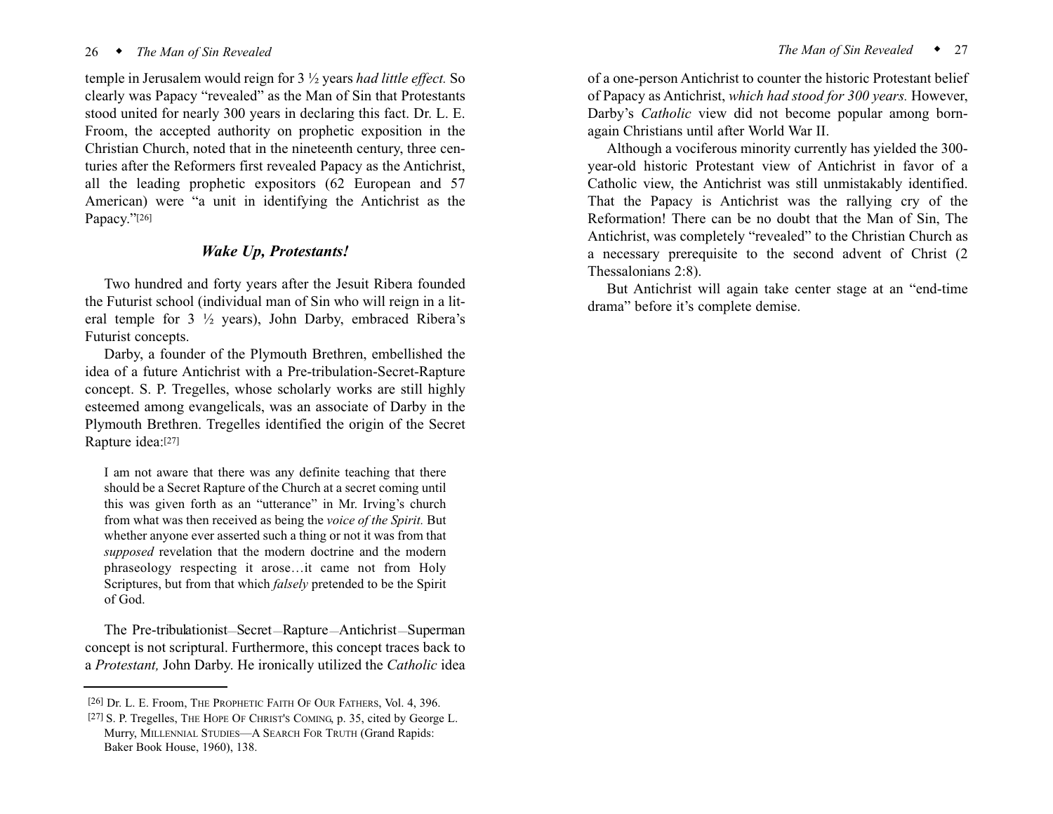temple in Jerusalem would reign for 3 ½ years *had little effect.* So clearly was Papacy "revealed" as the Man of Sin that Protestants stood united for nearly 300 years in declaring this fact. Dr. L. E. Froom, the accepted authority on prophetic exposition in the Christian Church, noted that in the nineteenth century, three centuries after the Reformers first revealed Papacy as the Antichrist, all the leading prophetic expositors (62 European and 57 American) were "a unit in identifying the Antichrist as the Papacy."[26]

### *Wake Up, Protestants!*

Two hundred and forty years after the Jesuit Ribera founded the Futurist school (individual man of Sin who will reign in a literal temple for 3 ½ years), John Darby, embraced Ribera's Futurist concepts.

Darby, a founder of the Plymouth Brethren, embellished the idea of a future Antichrist with a Pre-tribulation-Secret-Rapture concept. S. P. Tregelles, whose scholarly works are still highly esteemed among evangelicals, was an associate of Darby in the Plymouth Brethren. Tregelles identified the origin of the Secret Rapture idea:[27]

> I am not aware that there was any definite teaching that there should be a Secret Rapture of the Church at a secret coming until this was given forth as an "utterance" in Mr. Irving's church from what was then received as being the *voice of the Spirit.* But whether anyone ever asserted such a thing or not it was from that *supposed* revelation that the modern doctrine and the modern phraseology respecting it arose…it came not from Holy Scriptures, but from that which *falsely* pretended to be the Spirit of God.

The Pre-tribulationist—Secret—Rapture—Antichrist—Superman concept is not scriptural. Furthermore, this concept traces back to a *Protestant,* John Darby. He ironically utilized the *Catholic* idea of a one-person Antichrist to counter the historic Protestant belief of Papacy as Antichrist, *which had stood for 300 years.* However, Darby's *Catholic* view did not become popular among born-again Christians until after World War II.

Although a vociferous minority currently has yielded the 300-year-old historic Protestant view of Antichrist in favor of a Catholic view, the Antichrist was still unmistakably identified. That the Papacy is Antichrist was the rallying cry of the Reformation! There can be no doubt that the Man of Sin, The Antichrist, was completely "revealed" to the Christian Church as a necessary prerequisite to the second advent of Christ (2 Thessalonians 2:8).

But Antichrist will again take center stage at an "end-time drama" before it's complete demise.

---

[26] Dr. L. E. Froom, THE PROPHETIC FAITH OF OUR FATHERS, Vol. 4, 396.

[27] S. P. Tregelles, THE HOPE OF CHRIST'S COMING, p. 35, cited by George L. Murry, MILLENNIAL STUDIES—A SEARCH FOR TRUTH (Grand Rapids: Baker Book House, 1960), 138.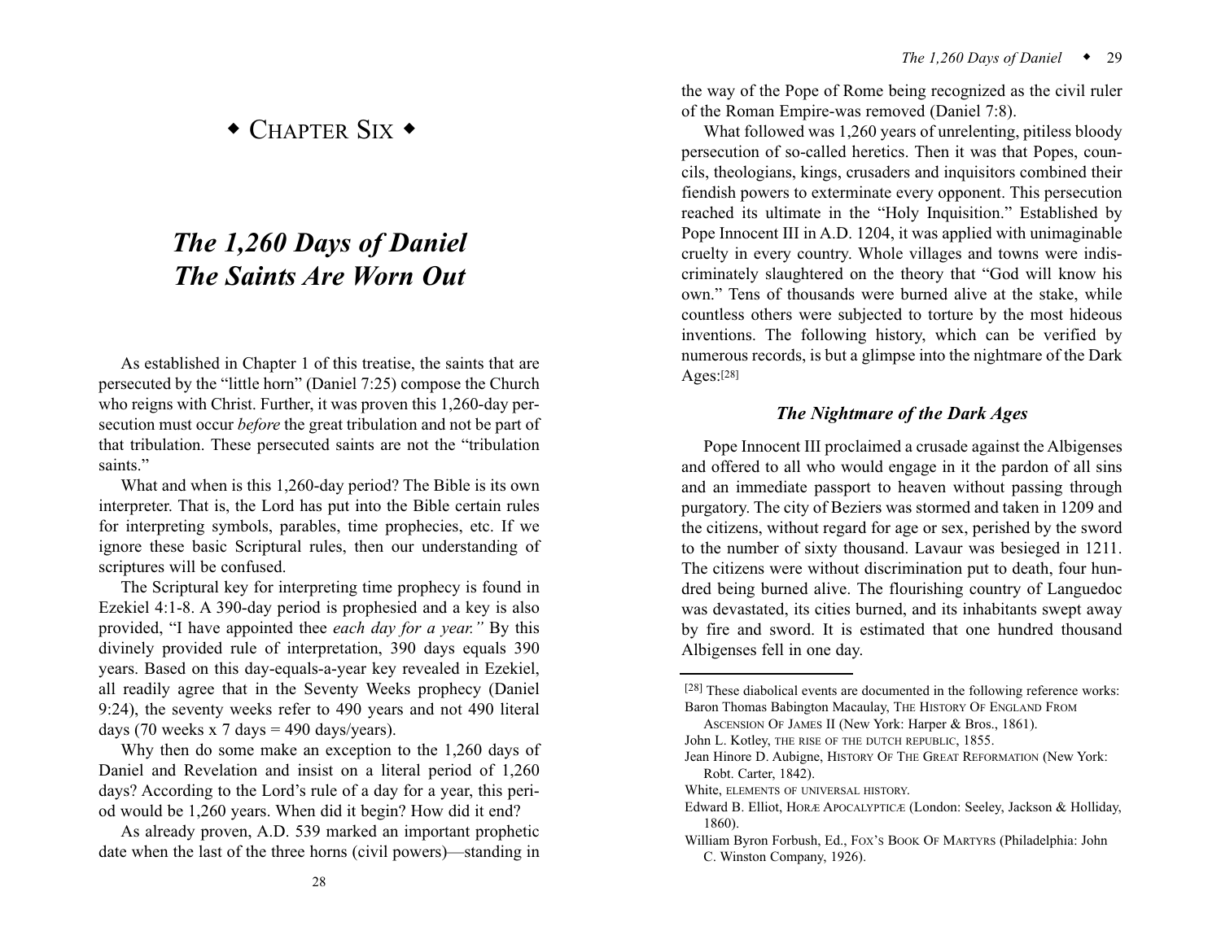# ◆ Chapter Six ◆

## *The 1,260 Days of Daniel*
## *The Saints Are Worn Out*

As established in Chapter 1 of this treatise, the saints that are persecuted by the "little horn" (Daniel 7:25) compose the Church who reigns with Christ. Further, it was proven this 1,260-day persecution must occur *before* the great tribulation and not be part of that tribulation. These persecuted saints are not the "tribulation saints."

What and when is this 1,260-day period? The Bible is its own interpreter. That is, the Lord has put into the Bible certain rules for interpreting symbols, parables, time prophecies, etc. If we ignore these basic Scriptural rules, then our understanding of scriptures will be confused.

The Scriptural key for interpreting time prophecy is found in Ezekiel 4:1-8. A 390-day period is prophesied and a key is also provided, "I have appointed thee *each day for a year."* By this divinely provided rule of interpretation, 390 days equals 390 years. Based on this day-equals-a-year key revealed in Ezekiel, all readily agree that in the Seventy Weeks prophecy (Daniel 9:24), the seventy weeks refer to 490 years and not 490 literal days (70 weeks x 7 days = 490 days/years).

Why then do some make an exception to the 1,260 days of Daniel and Revelation and insist on a literal period of 1,260 days? According to the Lord's rule of a day for a year, this period would be 1,260 years. When did it begin? How did it end?

As already proven, A.D. 539 marked an important prophetic date when the last of the three horns (civil powers)—standing in the way of the Pope of Rome being recognized as the civil ruler of the Roman Empire-was removed (Daniel 7:8).

What followed was 1,260 years of unrelenting, pitiless bloody persecution of so-called heretics. Then it was that Popes, councils, theologians, kings, crusaders and inquisitors combined their fiendish powers to exterminate every opponent. This persecution reached its ultimate in the "Holy Inquisition." Established by Pope Innocent III in A.D. 1204, it was applied with unimaginable cruelty in every country. Whole villages and towns were indiscriminately slaughtered on the theory that "God will know his own." Tens of thousands were burned alive at the stake, while countless others were subjected to torture by the most hideous inventions. The following history, which can be verified by numerous records, is but a glimpse into the nightmare of the Dark Ages:[28]

### *The Nightmare of the Dark Ages*

Pope Innocent III proclaimed a crusade against the Albigenses and offered to all who would engage in it the pardon of all sins and an immediate passport to heaven without passing through purgatory. The city of Beziers was stormed and taken in 1209 and the citizens, without regard for age or sex, perished by the sword to the number of sixty thousand. Lavaur was besieged in 1211. The citizens were without discrimination put to death, four hundred being burned alive. The flourishing country of Languedoc was devastated, its cities burned, and its inhabitants swept away by fire and sword. It is estimated that one hundred thousand Albigenses fell in one day.

---

[28] These diabolical events are documented in the following reference works:
Baron Thomas Babington Macaulay, The History Of England From Ascension Of James II (New York: Harper & Bros., 1861).
John L. Kotley, the rise of the dutch republic, 1855.
Jean Hinore D. Aubigne, History Of The Great Reformation (New York: Robt. Carter, 1842).
White, elements of universal history.
Edward B. Elliot, Horæ Apocalypticæ (London: Seeley, Jackson & Holliday, 1860).
William Byron Forbush, Ed., Fox's Book Of Martyrs (Philadelphia: John C. Winston Company, 1926).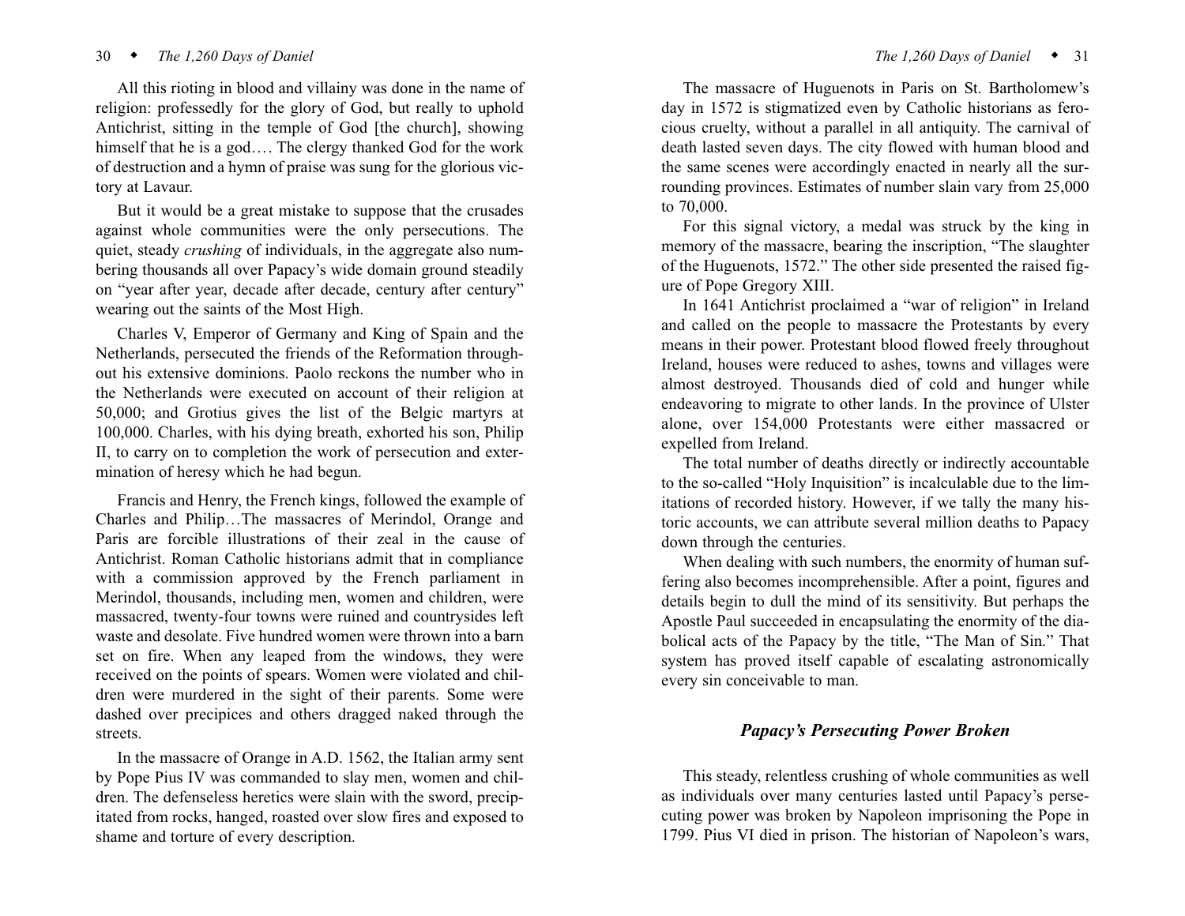All this rioting in blood and villainy was done in the name of religion: professedly for the glory of God, but really to uphold Antichrist, sitting in the temple of God [the church], showing himself that he is a god…. The clergy thanked God for the work of destruction and a hymn of praise was sung for the glorious victory at Lavaur.

But it would be a great mistake to suppose that the crusades against whole communities were the only persecutions. The quiet, steady *crushing* of individuals, in the aggregate also numbering thousands all over Papacy's wide domain ground steadily on "year after year, decade after decade, century after century" wearing out the saints of the Most High.

Charles V, Emperor of Germany and King of Spain and the Netherlands, persecuted the friends of the Reformation throughout his extensive dominions. Paolo reckons the number who in the Netherlands were executed on account of their religion at 50,000; and Grotius gives the list of the Belgic martyrs at 100,000. Charles, with his dying breath, exhorted his son, Philip II, to carry on to completion the work of persecution and extermination of heresy which he had begun.

Francis and Henry, the French kings, followed the example of Charles and Philip…The massacres of Merindol, Orange and Paris are forcible illustrations of their zeal in the cause of Antichrist. Roman Catholic historians admit that in compliance with a commission approved by the French parliament in Merindol, thousands, including men, women and children, were massacred, twenty-four towns were ruined and countrysides left waste and desolate. Five hundred women were thrown into a barn set on fire. When any leaped from the windows, they were received on the points of spears. Women were violated and children were murdered in the sight of their parents. Some were dashed over precipices and others dragged naked through the streets.

In the massacre of Orange in A.D. 1562, the Italian army sent by Pope Pius IV was commanded to slay men, women and children. The defenseless heretics were slain with the sword, precipitated from rocks, hanged, roasted over slow fires and exposed to shame and torture of every description.

The massacre of Huguenots in Paris on St. Bartholomew's day in 1572 is stigmatized even by Catholic historians as ferocious cruelty, without a parallel in all antiquity. The carnival of death lasted seven days. The city flowed with human blood and the same scenes were accordingly enacted in nearly all the surrounding provinces. Estimates of number slain vary from 25,000 to 70,000.

For this signal victory, a medal was struck by the king in memory of the massacre, bearing the inscription, "The slaughter of the Huguenots, 1572." The other side presented the raised figure of Pope Gregory XIII.

In 1641 Antichrist proclaimed a "war of religion" in Ireland and called on the people to massacre the Protestants by every means in their power. Protestant blood flowed freely throughout Ireland, houses were reduced to ashes, towns and villages were almost destroyed. Thousands died of cold and hunger while endeavoring to migrate to other lands. In the province of Ulster alone, over 154,000 Protestants were either massacred or expelled from Ireland.

The total number of deaths directly or indirectly accountable to the so-called "Holy Inquisition" is incalculable due to the limitations of recorded history. However, if we tally the many historic accounts, we can attribute several million deaths to Papacy down through the centuries.

When dealing with such numbers, the enormity of human suffering also becomes incomprehensible. After a point, figures and details begin to dull the mind of its sensitivity. But perhaps the Apostle Paul succeeded in encapsulating the enormity of the diabolical acts of the Papacy by the title, "The Man of Sin." That system has proved itself capable of escalating astronomically every sin conceivable to man.

### *Papacy's Persecuting Power Broken*

This steady, relentless crushing of whole communities as well as individuals over many centuries lasted until Papacy's persecuting power was broken by Napoleon imprisoning the Pope in 1799. Pius VI died in prison. The historian of Napoleon's wars,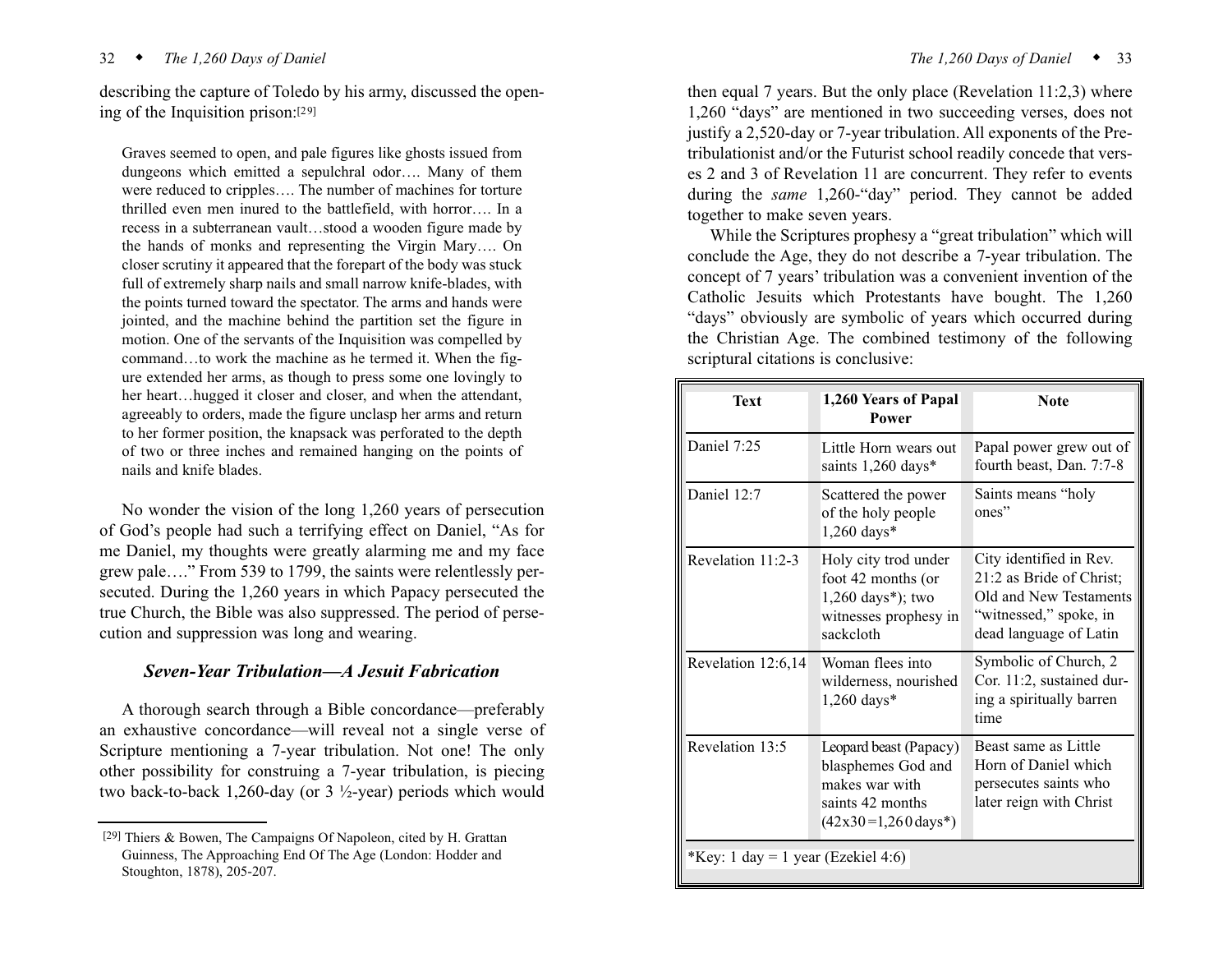describing the capture of Toledo by his army, discussed the opening of the Inquisition prison:[29]

> Graves seemed to open, and pale figures like ghosts issued from dungeons which emitted a sepulchral odor…. Many of them were reduced to cripples…. The number of machines for torture thrilled even men inured to the battlefield, with horror…. In a recess in a subterranean vault…stood a wooden figure made by the hands of monks and representing the Virgin Mary…. On closer scrutiny it appeared that the forepart of the body was stuck full of extremely sharp nails and small narrow knife-blades, with the points turned toward the spectator. The arms and hands were jointed, and the machine behind the partition set the figure in motion. One of the servants of the Inquisition was compelled by command…to work the machine as he termed it. When the figure extended her arms, as though to press some one lovingly to her heart…hugged it closer and closer, and when the attendant, agreeably to orders, made the figure unclasp her arms and return to her former position, the knapsack was perforated to the depth of two or three inches and remained hanging on the points of nails and knife blades.

No wonder the vision of the long 1,260 years of persecution of God's people had such a terrifying effect on Daniel, "As for me Daniel, my thoughts were greatly alarming me and my face grew pale…." From 539 to 1799, the saints were relentlessly persecuted. During the 1,260 years in which Papacy persecuted the true Church, the Bible was also suppressed. The period of persecution and suppression was long and wearing.

### *Seven-Year Tribulation—A Jesuit Fabrication*

A thorough search through a Bible concordance—preferably an exhaustive concordance—will reveal not a single verse of Scripture mentioning a 7-year tribulation. Not one! The only other possibility for construing a 7-year tribulation, is piecing two back-to-back 1,260-day (or 3 ½-year) periods which would then equal 7 years. But the only place (Revelation 11:2,3) where 1,260 "days" are mentioned in two succeeding verses, does not justify a 2,520-day or 7-year tribulation. All exponents of the Pretribulationist and/or the Futurist school readily concede that verses 2 and 3 of Revelation 11 are concurrent. They refer to events during the *same* 1,260-"day" period. They cannot be added together to make seven years.

While the Scriptures prophesy a "great tribulation" which will conclude the Age, they do not describe a 7-year tribulation. The concept of 7 years' tribulation was a convenient invention of the Catholic Jesuits which Protestants have bought. The 1,260 "days" obviously are symbolic of years which occurred during the Christian Age. The combined testimony of the following scriptural citations is conclusive:

| Text | 1,260 Years of Papal Power | Note |
|---|---|---|
| Daniel 7:25 | Little Horn wears out saints 1,260 days* | Papal power grew out of fourth beast, Dan. 7:7-8 |
| Daniel 12:7 | Scattered the power of the holy people 1,260 days* | Saints means "holy ones" |
| Revelation 11:2-3 | Holy city trod under foot 42 months (or 1,260 days*); two witnesses prophesy in sackcloth | City identified in Rev. 21:2 as Bride of Christ; Old and New Testaments "witnessed," spoke, in dead language of Latin |
| Revelation 12:6,14 | Woman flees into wilderness, nourished 1,260 days* | Symbolic of Church, 2 Cor. 11:2, sustained during a spiritually barren time |
| Revelation 13:5 | Leopard beast (Papacy) blasphemes God and makes war with saints 42 months (42x30=1,260 days*) | Beast same as Little Horn of Daniel which persecutes saints who later reign with Christ |

*Key: 1 day = 1 year (Ezekiel 4:6)

---

[29] Thiers & Bowen, The Campaigns Of Napoleon, cited by H. Grattan Guinness, The Approaching End Of The Age (London: Hodder and Stoughton, 1878), 205-207.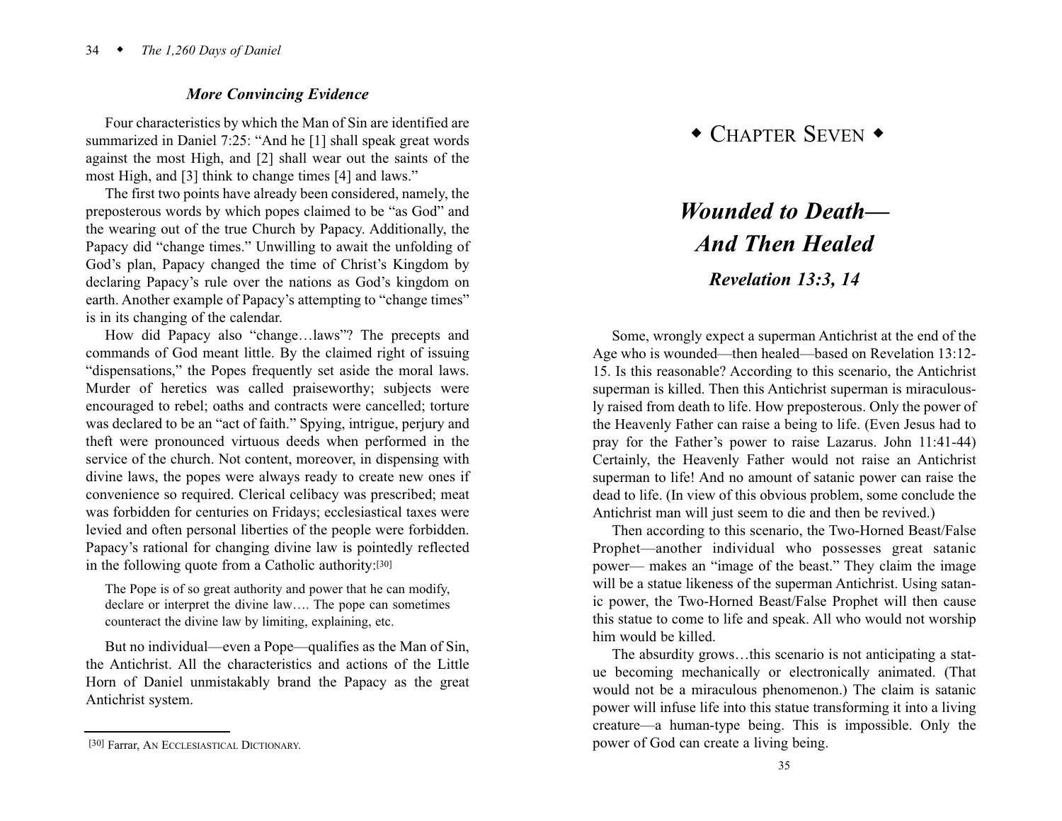### *More Convincing Evidence*

Four characteristics by which the Man of Sin are identified are summarized in Daniel 7:25: "And he [1] shall speak great words against the most High, and [2] shall wear out the saints of the most High, and [3] think to change times [4] and laws."

The first two points have already been considered, namely, the preposterous words by which popes claimed to be "as God" and the wearing out of the true Church by Papacy. Additionally, the Papacy did "change times." Unwilling to await the unfolding of God's plan, Papacy changed the time of Christ's Kingdom by declaring Papacy's rule over the nations as God's kingdom on earth. Another example of Papacy's attempting to "change times" is in its changing of the calendar.

How did Papacy also "change…laws"? The precepts and commands of God meant little. By the claimed right of issuing "dispensations," the Popes frequently set aside the moral laws. Murder of heretics was called praiseworthy; subjects were encouraged to rebel; oaths and contracts were cancelled; torture was declared to be an "act of faith." Spying, intrigue, perjury and theft were pronounced virtuous deeds when performed in the service of the church. Not content, moreover, in dispensing with divine laws, the popes were always ready to create new ones if convenience so required. Clerical celibacy was prescribed; meat was forbidden for centuries on Fridays; ecclesiastical taxes were levied and often personal liberties of the people were forbidden. Papacy's rational for changing divine law is pointedly reflected in the following quote from a Catholic authority:[30]

> The Pope is of so great authority and power that he can modify, declare or interpret the divine law…. The pope can sometimes counteract the divine law by limiting, explaining, etc.

But no individual—even a Pope—qualifies as the Man of Sin, the Antichrist. All the characteristics and actions of the Little Horn of Daniel unmistakably brand the Papacy as the great Antichrist system.

[30] Farrar, An Ecclesiastical Dictionary.

## ◆ Chapter Seven ◆

# *Wounded to Death—And Then Healed*

### *Revelation 13:3, 14*

Some, wrongly expect a superman Antichrist at the end of the Age who is wounded—then healed—based on Revelation 13:12-15. Is this reasonable? According to this scenario, the Antichrist superman is killed. Then this Antichrist superman is miraculously raised from death to life. How preposterous. Only the power of the Heavenly Father can raise a being to life. (Even Jesus had to pray for the Father's power to raise Lazarus. John 11:41-44) Certainly, the Heavenly Father would not raise an Antichrist superman to life! And no amount of satanic power can raise the dead to life. (In view of this obvious problem, some conclude the Antichrist man will just seem to die and then be revived.)

Then according to this scenario, the Two-Horned Beast/False Prophet—another individual who possesses great satanic power— makes an "image of the beast." They claim the image will be a statue likeness of the superman Antichrist. Using satanic power, the Two-Horned Beast/False Prophet will then cause this statue to come to life and speak. All who would not worship him would be killed.

The absurdity grows…this scenario is not anticipating a statue becoming mechanically or electronically animated. (That would not be a miraculous phenomenon.) The claim is satanic power will infuse life into this statue transforming it into a living creature—a human-type being. This is impossible. Only the power of God can create a living being.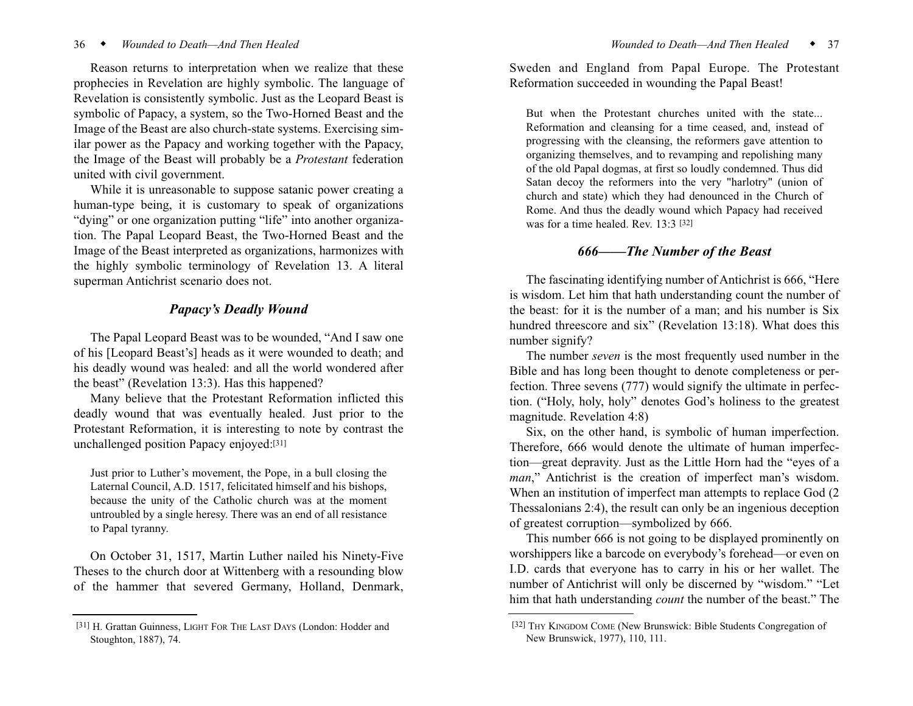Reason returns to interpretation when we realize that these prophecies in Revelation are highly symbolic. The language of Revelation is consistently symbolic. Just as the Leopard Beast is symbolic of Papacy, a system, so the Two-Horned Beast and the Image of the Beast are also church-state systems. Exercising similar power as the Papacy and working together with the Papacy, the Image of the Beast will probably be a *Protestant* federation united with civil government.

While it is unreasonable to suppose satanic power creating a human-type being, it is customary to speak of organizations "dying" or one organization putting "life" into another organization. The Papal Leopard Beast, the Two-Horned Beast and the Image of the Beast interpreted as organizations, harmonizes with the highly symbolic terminology of Revelation 13. A literal superman Antichrist scenario does not.

### *Papacy's Deadly Wound*

The Papal Leopard Beast was to be wounded, "And I saw one of his [Leopard Beast's] heads as it were wounded to death; and his deadly wound was healed: and all the world wondered after the beast" (Revelation 13:3). Has this happened?

Many believe that the Protestant Reformation inflicted this deadly wound that was eventually healed. Just prior to the Protestant Reformation, it is interesting to note by contrast the unchallenged position Papacy enjoyed:[31]

> Just prior to Luther's movement, the Pope, in a bull closing the Laternal Council, A.D. 1517, felicitated himself and his bishops, because the unity of the Catholic church was at the moment untroubled by a single heresy. There was an end of all resistance to Papal tyranny.

On October 31, 1517, Martin Luther nailed his Ninety-Five Theses to the church door at Wittenberg with a resounding blow of the hammer that severed Germany, Holland, Denmark, Sweden and England from Papal Europe. The Protestant Reformation succeeded in wounding the Papal Beast!

> But when the Protestant churches united with the state... Reformation and cleansing for a time ceased, and, instead of progressing with the cleansing, the reformers gave attention to organizing themselves, and to revamping and repolishing many of the old Papal dogmas, at first so loudly condemned. Thus did Satan decoy the reformers into the very "harlotry" (union of church and state) which they had denounced in the Church of Rome. And thus the deadly wound which Papacy had received was for a time healed. Rev. 13:3 [32]

### *666——The Number of the Beast*

The fascinating identifying number of Antichrist is 666, "Here is wisdom. Let him that hath understanding count the number of the beast: for it is the number of a man; and his number is Six hundred threescore and six" (Revelation 13:18). What does this number signify?

The number *seven* is the most frequently used number in the Bible and has long been thought to denote completeness or perfection. Three sevens (777) would signify the ultimate in perfection. ("Holy, holy, holy" denotes God's holiness to the greatest magnitude. Revelation 4:8)

Six, on the other hand, is symbolic of human imperfection. Therefore, 666 would denote the ultimate of human imperfection—great depravity. Just as the Little Horn had the "eyes of a *man*," Antichrist is the creation of imperfect man's wisdom. When an institution of imperfect man attempts to replace God (2 Thessalonians 2:4), the result can only be an ingenious deception of greatest corruption—symbolized by 666.

This number 666 is not going to be displayed prominently on worshippers like a barcode on everybody's forehead—or even on I.D. cards that everyone has to carry in his or her wallet. The number of Antichrist will only be discerned by "wisdom." "Let him that hath understanding *count* the number of the beast." The

---

[31] H. Grattan Guinness, Light For The Last Days (London: Hodder and Stoughton, 1887), 74.

[32] Thy Kingdom Come (New Brunswick: Bible Students Congregation of New Brunswick, 1977), 110, 111.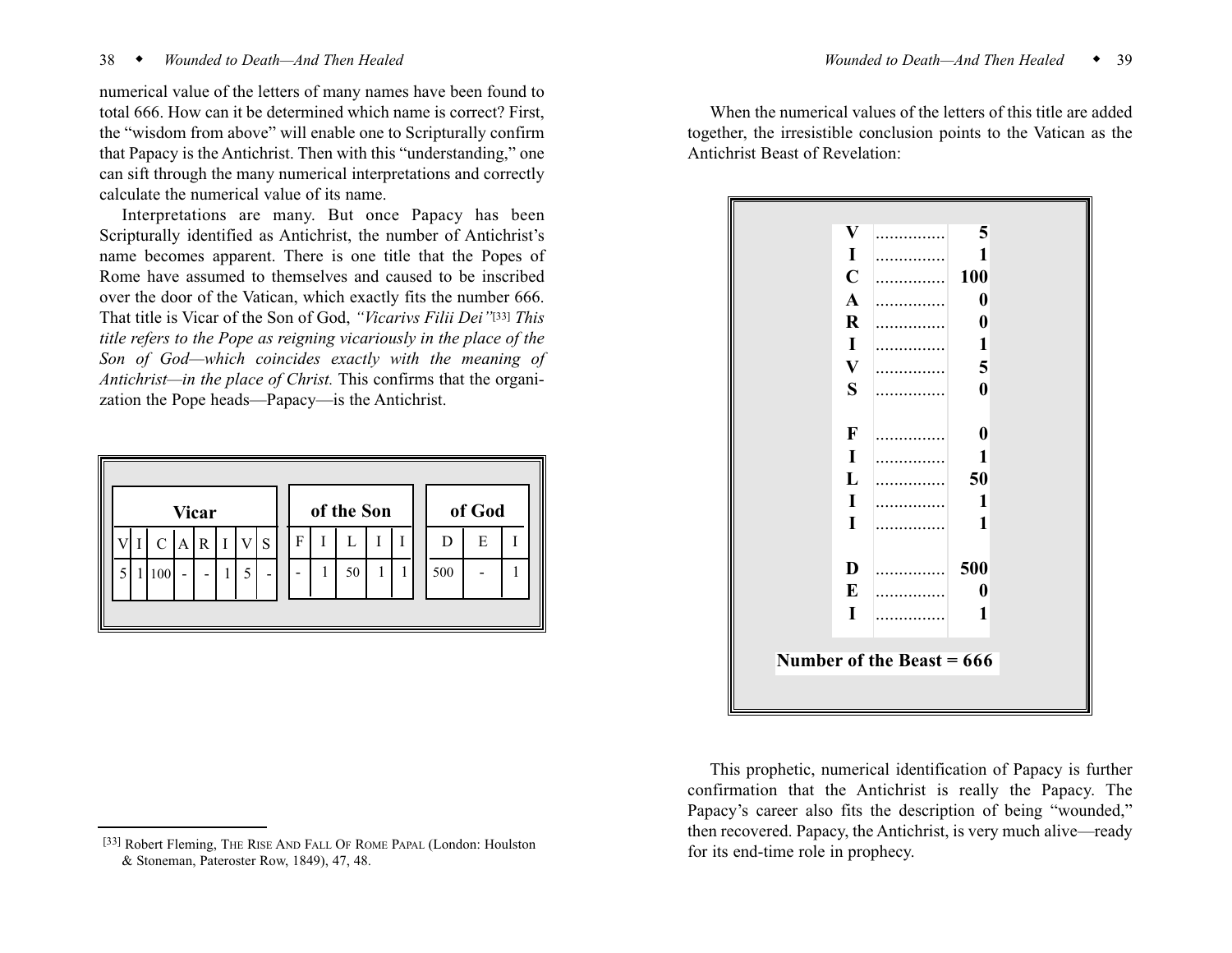numerical value of the letters of many names have been found to total 666. How can it be determined which name is correct? First, the "wisdom from above" will enable one to Scripturally confirm that Papacy is the Antichrist. Then with this "understanding," one can sift through the many numerical interpretations and correctly calculate the numerical value of its name.

Interpretations are many. But once Papacy has been Scripturally identified as Antichrist, the number of Antichrist's name becomes apparent. There is one title that the Popes of Rome have assumed to themselves and caused to be inscribed over the door of the Vatican, which exactly fits the number 666. That title is Vicar of the Son of God, *"Vicarivs Filii Dei"*[33] *This title refers to the Pope as reigning vicariously in the place of the Son of God—which coincides exactly with the meaning of Antichrist—in the place of Christ.* This confirms that the organization the Pope heads—Papacy—is the Antichrist.

| **Vicar** | | | | | | | | **of the Son** | | | | | **of God** | | |
|---|---|---|---|---|---|---|---|---|---|---|---|---|---|---|---|
| V | I | C | A | R | I | V | S | F | I | L | I | I | D | E | I |
| 5 | 1 | 100 | - | - | 1 | 5 | - | - | 1 | 50 | 1 | 1 | 500 | - | 1 |

[33] Robert Fleming, The Rise And Fall Of Rome Papal (London: Houlston & Stoneman, Pateroster Row, 1849), 47, 48.

When the numerical values of the letters of this title are added together, the irresistible conclusion points to the Vatican as the Antichrist Beast of Revelation:

| | | |
|---|---|---|
| **V** | ............... | **5** |
| **I** | ............... | **1** |
| **C** | ............... | **100** |
| **A** | ............... | **0** |
| **R** | ............... | **0** |
| **I** | ............... | **1** |
| **V** | ............... | **5** |
| **S** | ............... | **0** |
| | | |
| **F** | ............... | **0** |
| **I** | ............... | **1** |
| **L** | ............... | **50** |
| **I** | ............... | **1** |
| **I** | ............... | **1** |
| | | |
| **D** | ............... | **500** |
| **E** | ............... | **0** |
| **I** | ............... | **1** |

**Number of the Beast = 666**

This prophetic, numerical identification of Papacy is further confirmation that the Antichrist is really the Papacy. The Papacy's career also fits the description of being "wounded," then recovered. Papacy, the Antichrist, is very much alive—ready for its end-time role in prophecy.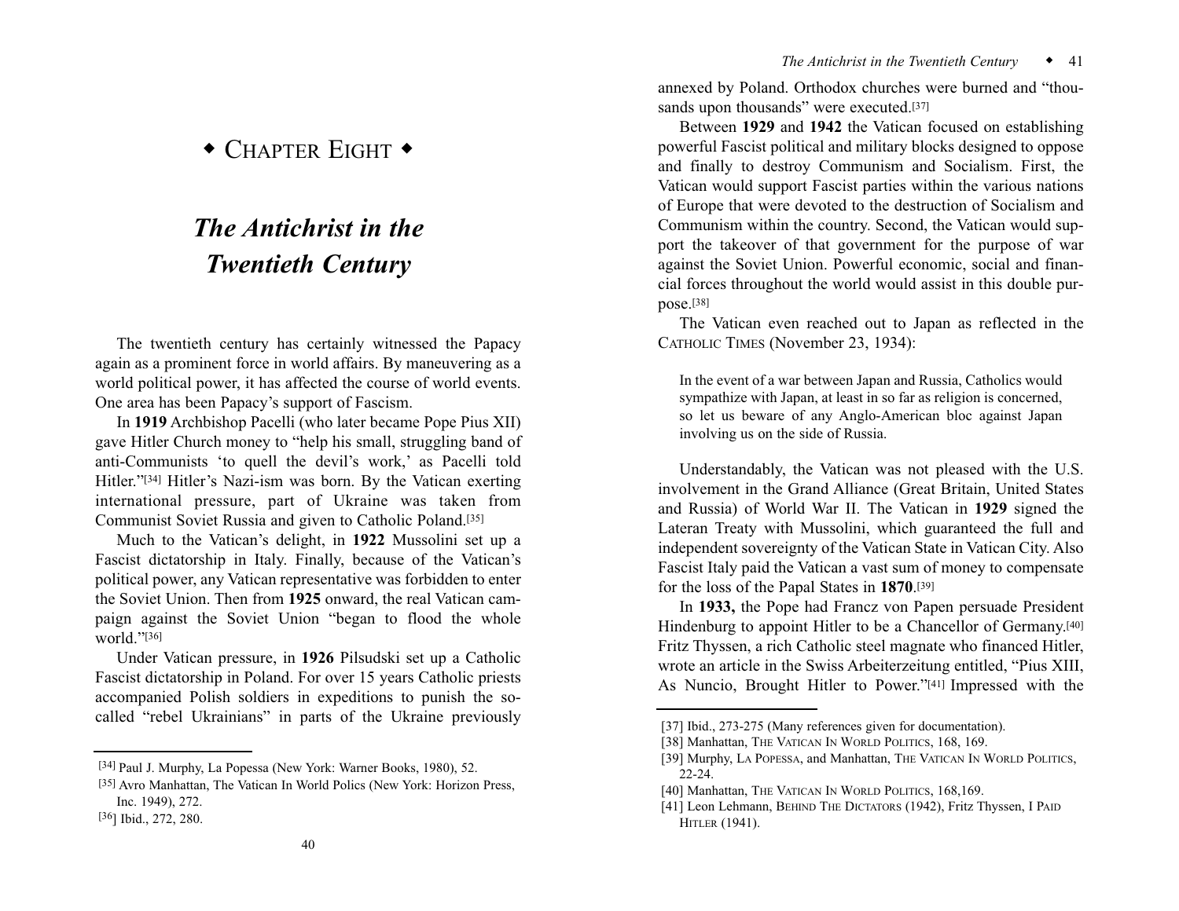# ◆ Chapter Eight ◆

## *The Antichrist in the Twentieth Century*

The twentieth century has certainly witnessed the Papacy again as a prominent force in world affairs. By maneuvering as a world political power, it has affected the course of world events. One area has been Papacy's support of Fascism.

In **1919** Archbishop Pacelli (who later became Pope Pius XII) gave Hitler Church money to "help his small, struggling band of anti-Communists 'to quell the devil's work,' as Pacelli told Hitler."[34] Hitler's Nazi-ism was born. By the Vatican exerting international pressure, part of Ukraine was taken from Communist Soviet Russia and given to Catholic Poland.[35]

Much to the Vatican's delight, in **1922** Mussolini set up a Fascist dictatorship in Italy. Finally, because of the Vatican's political power, any Vatican representative was forbidden to enter the Soviet Union. Then from **1925** onward, the real Vatican campaign against the Soviet Union "began to flood the whole world."[36]

Under Vatican pressure, in **1926** Pilsudski set up a Catholic Fascist dictatorship in Poland. For over 15 years Catholic priests accompanied Polish soldiers in expeditions to punish the so-called "rebel Ukrainians" in parts of the Ukraine previously annexed by Poland. Orthodox churches were burned and "thousands upon thousands" were executed.[37]

Between **1929** and **1942** the Vatican focused on establishing powerful Fascist political and military blocks designed to oppose and finally to destroy Communism and Socialism. First, the Vatican would support Fascist parties within the various nations of Europe that were devoted to the destruction of Socialism and Communism within the country. Second, the Vatican would support the takeover of that government for the purpose of war against the Soviet Union. Powerful economic, social and financial forces throughout the world would assist in this double purpose.[38]

The Vatican even reached out to Japan as reflected in the Catholic Times (November 23, 1934):

> In the event of a war between Japan and Russia, Catholics would sympathize with Japan, at least in so far as religion is concerned, so let us beware of any Anglo-American bloc against Japan involving us on the side of Russia.

Understandably, the Vatican was not pleased with the U.S. involvement in the Grand Alliance (Great Britain, United States and Russia) of World War II. The Vatican in **1929** signed the Lateran Treaty with Mussolini, which guaranteed the full and independent sovereignty of the Vatican State in Vatican City. Also Fascist Italy paid the Vatican a vast sum of money to compensate for the loss of the Papal States in **1870**.[39]

In **1933,** the Pope had Francz von Papen persuade President Hindenburg to appoint Hitler to be a Chancellor of Germany.[40] Fritz Thyssen, a rich Catholic steel magnate who financed Hitler, wrote an article in the Swiss Arbeiterzeitung entitled, "Pius XIII, As Nuncio, Brought Hitler to Power."[41] Impressed with the

---

[34] Paul J. Murphy, La Popessa (New York: Warner Books, 1980), 52.

[35] Avro Manhattan, The Vatican In World Polics (New York: Horizon Press, Inc. 1949), 272.

[36] Ibid., 272, 280.

[37] Ibid., 273-275 (Many references given for documentation).

[38] Manhattan, The Vatican In World Politics, 168, 169.

[39] Murphy, La Popessa, and Manhattan, The Vatican In World Politics, 22-24.

[40] Manhattan, The Vatican In World Politics, 168,169.

[41] Leon Lehmann, Behind The Dictators (1942), Fritz Thyssen, I Paid Hitler (1941).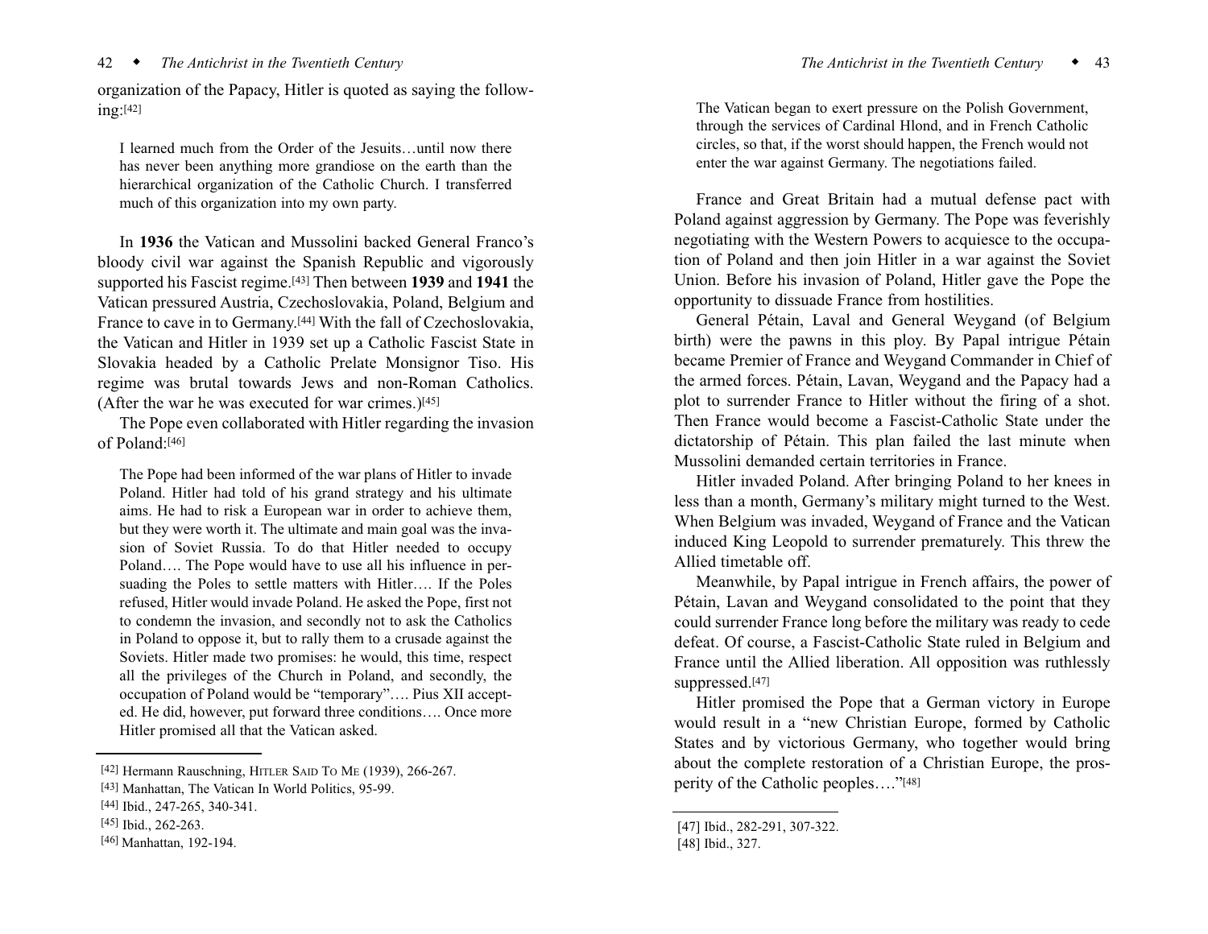organization of the Papacy, Hitler is quoted as saying the following:[42]

> I learned much from the Order of the Jesuits…until now there has never been anything more grandiose on the earth than the hierarchical organization of the Catholic Church. I transferred much of this organization into my own party.

In **1936** the Vatican and Mussolini backed General Franco's bloody civil war against the Spanish Republic and vigorously supported his Fascist regime.[43] Then between **1939** and **1941** the Vatican pressured Austria, Czechoslovakia, Poland, Belgium and France to cave in to Germany.[44] With the fall of Czechoslovakia, the Vatican and Hitler in 1939 set up a Catholic Fascist State in Slovakia headed by a Catholic Prelate Monsignor Tiso. His regime was brutal towards Jews and non-Roman Catholics. (After the war he was executed for war crimes.)[45]

The Pope even collaborated with Hitler regarding the invasion of Poland:[46]

> The Pope had been informed of the war plans of Hitler to invade Poland. Hitler had told of his grand strategy and his ultimate aims. He had to risk a European war in order to achieve them, but they were worth it. The ultimate and main goal was the invasion of Soviet Russia. To do that Hitler needed to occupy Poland…. The Pope would have to use all his influence in persuading the Poles to settle matters with Hitler…. If the Poles refused, Hitler would invade Poland. He asked the Pope, first not to condemn the invasion, and secondly not to ask the Catholics in Poland to oppose it, but to rally them to a crusade against the Soviets. Hitler made two promises: he would, this time, respect all the privileges of the Church in Poland, and secondly, the occupation of Poland would be "temporary"…. Pius XII accepted. He did, however, put forward three conditions…. Once more Hitler promised all that the Vatican asked.
>
> The Vatican began to exert pressure on the Polish Government, through the services of Cardinal Hlond, and in French Catholic circles, so that, if the worst should happen, the French would not enter the war against Germany. The negotiations failed.

France and Great Britain had a mutual defense pact with Poland against aggression by Germany. The Pope was feverishly negotiating with the Western Powers to acquiesce to the occupation of Poland and then join Hitler in a war against the Soviet Union. Before his invasion of Poland, Hitler gave the Pope the opportunity to dissuade France from hostilities.

General Pétain, Laval and General Weygand (of Belgium birth) were the pawns in this ploy. By Papal intrigue Pétain became Premier of France and Weygand Commander in Chief of the armed forces. Pétain, Lavan, Weygand and the Papacy had a plot to surrender France to Hitler without the firing of a shot. Then France would become a Fascist-Catholic State under the dictatorship of Pétain. This plan failed the last minute when Mussolini demanded certain territories in France.

Hitler invaded Poland. After bringing Poland to her knees in less than a month, Germany's military might turned to the West. When Belgium was invaded, Weygand of France and the Vatican induced King Leopold to surrender prematurely. This threw the Allied timetable off.

Meanwhile, by Papal intrigue in French affairs, the power of Pétain, Lavan and Weygand consolidated to the point that they could surrender France long before the military was ready to cede defeat. Of course, a Fascist-Catholic State ruled in Belgium and France until the Allied liberation. All opposition was ruthlessly suppressed.[47]

Hitler promised the Pope that a German victory in Europe would result in a "new Christian Europe, formed by Catholic States and by victorious Germany, who together would bring about the complete restoration of a Christian Europe, the prosperity of the Catholic peoples…."[48]

---

[42] Hermann Rauschning, HITLER SAID TO ME (1939), 266-267.

[43] Manhattan, The Vatican In World Politics, 95-99.

[44] Ibid., 247-265, 340-341.

[45] Ibid., 262-263.

[46] Manhattan, 192-194.

[47] Ibid., 282-291, 307-322.

[48] Ibid., 327.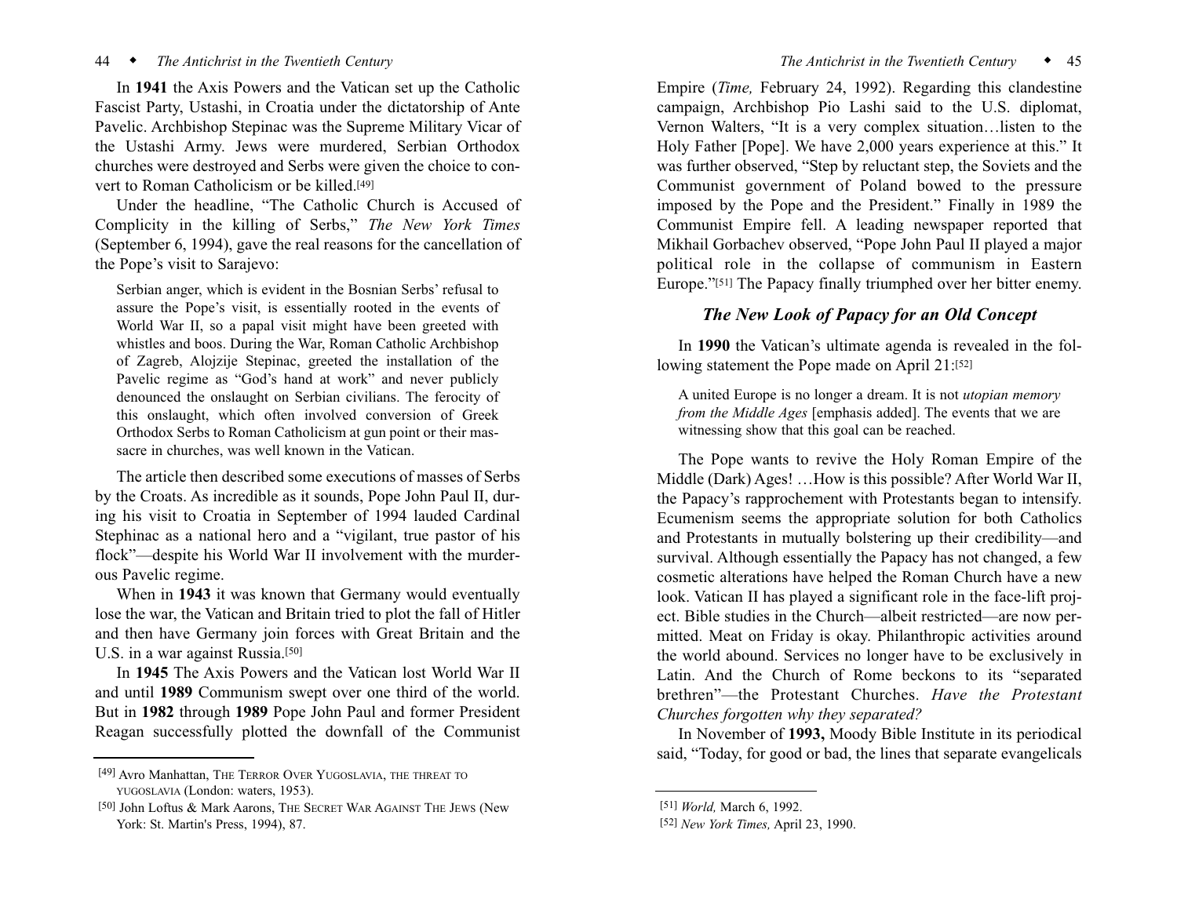In **1941** the Axis Powers and the Vatican set up the Catholic Fascist Party, Ustashi, in Croatia under the dictatorship of Ante Pavelic. Archbishop Stepinac was the Supreme Military Vicar of the Ustashi Army. Jews were murdered, Serbian Orthodox churches were destroyed and Serbs were given the choice to convert to Roman Catholicism or be killed.[49]

Under the headline, "The Catholic Church is Accused of Complicity in the killing of Serbs," *The New York Times* (September 6, 1994), gave the real reasons for the cancellation of the Pope's visit to Sarajevo:

> Serbian anger, which is evident in the Bosnian Serbs' refusal to assure the Pope's visit, is essentially rooted in the events of World War II, so a papal visit might have been greeted with whistles and boos. During the War, Roman Catholic Archbishop of Zagreb, Alojzije Stepinac, greeted the installation of the Pavelic regime as "God's hand at work" and never publicly denounced the onslaught on Serbian civilians. The ferocity of this onslaught, which often involved conversion of Greek Orthodox Serbs to Roman Catholicism at gun point or their massacre in churches, was well known in the Vatican.

The article then described some executions of masses of Serbs by the Croats. As incredible as it sounds, Pope John Paul II, during his visit to Croatia in September of 1994 lauded Cardinal Stephinac as a national hero and a "vigilant, true pastor of his flock"—despite his World War II involvement with the murderous Pavelic regime.

When in **1943** it was known that Germany would eventually lose the war, the Vatican and Britain tried to plot the fall of Hitler and then have Germany join forces with Great Britain and the U.S. in a war against Russia.[50]

In **1945** The Axis Powers and the Vatican lost World War II and until **1989** Communism swept over one third of the world. But in **1982** through **1989** Pope John Paul and former President Reagan successfully plotted the downfall of the Communist Empire (*Time,* February 24, 1992). Regarding this clandestine campaign, Archbishop Pio Lashi said to the U.S. diplomat, Vernon Walters, "It is a very complex situation…listen to the Holy Father [Pope]. We have 2,000 years experience at this." It was further observed, "Step by reluctant step, the Soviets and the Communist government of Poland bowed to the pressure imposed by the Pope and the President." Finally in 1989 the Communist Empire fell. A leading newspaper reported that Mikhail Gorbachev observed, "Pope John Paul II played a major political role in the collapse of communism in Eastern Europe."[51] The Papacy finally triumphed over her bitter enemy.

### *The New Look of Papacy for an Old Concept*

In **1990** the Vatican's ultimate agenda is revealed in the following statement the Pope made on April 21:[52]

> A united Europe is no longer a dream. It is not *utopian memory from the Middle Ages* [emphasis added]. The events that we are witnessing show that this goal can be reached.

The Pope wants to revive the Holy Roman Empire of the Middle (Dark) Ages! …How is this possible? After World War II, the Papacy's rapprochement with Protestants began to intensify. Ecumenism seems the appropriate solution for both Catholics and Protestants in mutually bolstering up their credibility—and survival. Although essentially the Papacy has not changed, a few cosmetic alterations have helped the Roman Church have a new look. Vatican II has played a significant role in the face-lift project. Bible studies in the Church—albeit restricted—are now permitted. Meat on Friday is okay. Philanthropic activities around the world abound. Services no longer have to be exclusively in Latin. And the Church of Rome beckons to its "separated brethren"—the Protestant Churches. *Have the Protestant Churches forgotten why they separated?*

In November of **1993,** Moody Bible Institute in its periodical said, "Today, for good or bad, the lines that separate evangelicals

---

[49] Avro Manhattan, THE TERROR OVER YUGOSLAVIA, THE THREAT TO YUGOSLAVIA (London: waters, 1953).

[50] John Loftus & Mark Aarons, THE SECRET WAR AGAINST THE JEWS (New York: St. Martin's Press, 1994), 87.

[51] *World,* March 6, 1992.

[52] *New York Times,* April 23, 1990.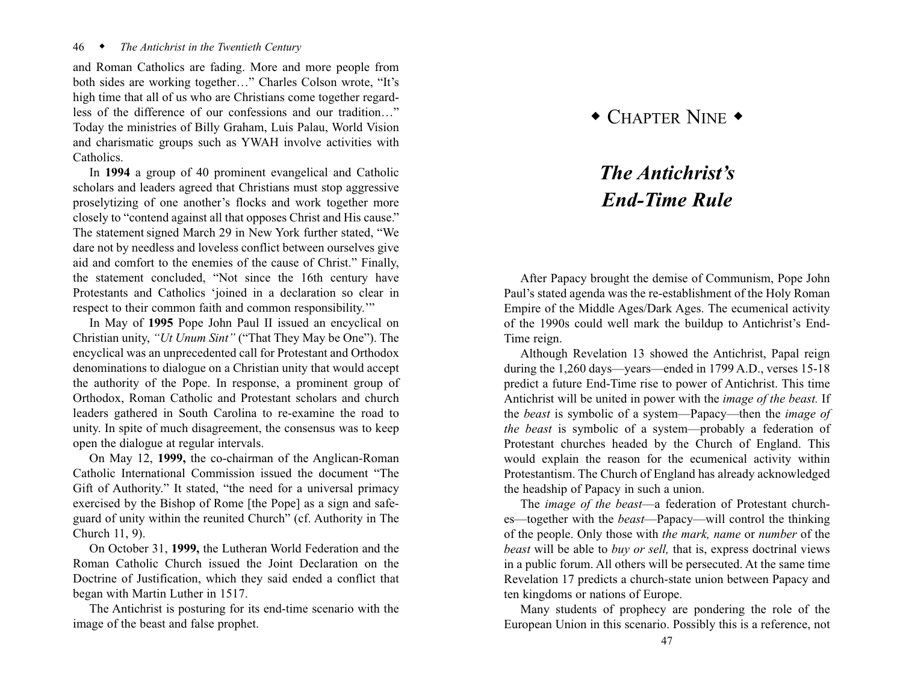and Roman Catholics are fading. More and more people from both sides are working together…" Charles Colson wrote, "It's high time that all of us who are Christians come together regardless of the difference of our confessions and our tradition…" Today the ministries of Billy Graham, Luis Palau, World Vision and charismatic groups such as YWAH involve activities with Catholics.

In **1994** a group of 40 prominent evangelical and Catholic scholars and leaders agreed that Christians must stop aggressive proselytizing of one another's flocks and work together more closely to "contend against all that opposes Christ and His cause." The statement signed March 29 in New York further stated, "We dare not by needless and loveless conflict between ourselves give aid and comfort to the enemies of the cause of Christ." Finally, the statement concluded, "Not since the 16th century have Protestants and Catholics 'joined in a declaration so clear in respect to their common faith and common responsibility.'"

In May of **1995** Pope John Paul II issued an encyclical on Christian unity, *"Ut Unum Sint"* ("That They May be One"). The encyclical was an unprecedented call for Protestant and Orthodox denominations to dialogue on a Christian unity that would accept the authority of the Pope. In response, a prominent group of Orthodox, Roman Catholic and Protestant scholars and church leaders gathered in South Carolina to re-examine the road to unity. In spite of much disagreement, the consensus was to keep open the dialogue at regular intervals.

On May 12, **1999,** the co-chairman of the Anglican-Roman Catholic International Commission issued the document "The Gift of Authority." It stated, "the need for a universal primacy exercised by the Bishop of Rome [the Pope] as a sign and safeguard of unity within the reunited Church" (cf. Authority in The Church 11, 9).

On October 31, **1999,** the Lutheran World Federation and the Roman Catholic Church issued the Joint Declaration on the Doctrine of Justification, which they said ended a conflict that began with Martin Luther in 1517.

The Antichrist is posturing for its end-time scenario with the image of the beast and false prophet.

# ◆ Chapter Nine ◆

## *The Antichrist's End-Time Rule*

After Papacy brought the demise of Communism, Pope John Paul's stated agenda was the re-establishment of the Holy Roman Empire of the Middle Ages/Dark Ages. The ecumenical activity of the 1990s could well mark the buildup to Antichrist's End-Time reign.

Although Revelation 13 showed the Antichrist, Papal reign during the 1,260 days—years—ended in 1799 A.D., verses 15-18 predict a future End-Time rise to power of Antichrist. This time Antichrist will be united in power with the *image of the beast.* If the *beast* is symbolic of a system—Papacy—then the *image of the beast* is symbolic of a system—probably a federation of Protestant churches headed by the Church of England. This would explain the reason for the ecumenical activity within Protestantism. The Church of England has already acknowledged the headship of Papacy in such a union.

The *image of the beast*—a federation of Protestant churches—together with the *beast*—Papacy—will control the thinking of the people. Only those with *the mark, name* or *number* of the *beast* will be able to *buy or sell,* that is, express doctrinal views in a public forum. All others will be persecuted. At the same time Revelation 17 predicts a church-state union between Papacy and ten kingdoms or nations of Europe.

Many students of prophecy are pondering the role of the European Union in this scenario. Possibly this is a reference, not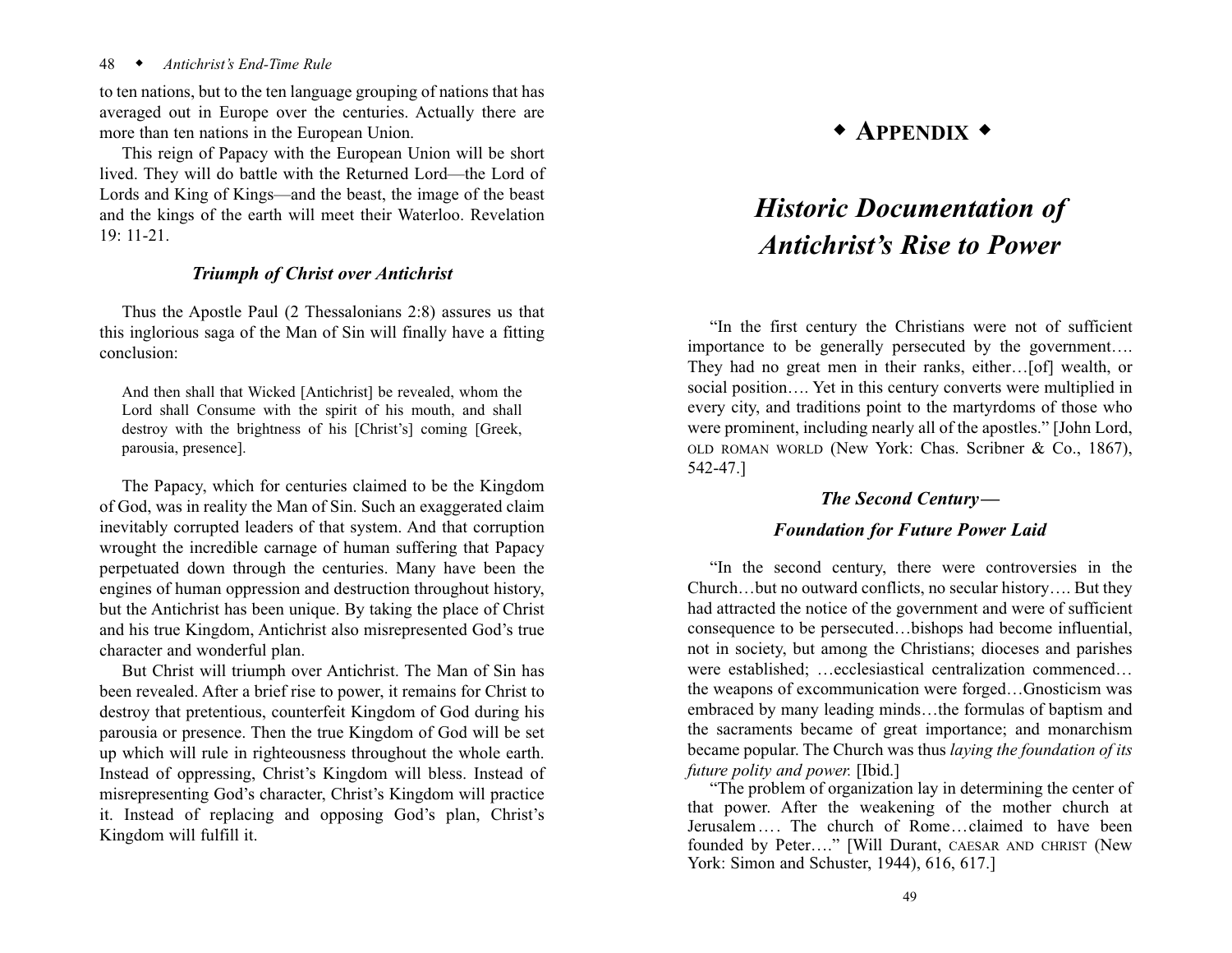to ten nations, but to the ten language grouping of nations that has averaged out in Europe over the centuries. Actually there are more than ten nations in the European Union.

This reign of Papacy with the European Union will be short lived. They will do battle with the Returned Lord—the Lord of Lords and King of Kings—and the beast, the image of the beast and the kings of the earth will meet their Waterloo. Revelation 19: 11-21.

### *Triumph of Christ over Antichrist*

Thus the Apostle Paul (2 Thessalonians 2:8) assures us that this inglorious saga of the Man of Sin will finally have a fitting conclusion:

> And then shall that Wicked [Antichrist] be revealed, whom the Lord shall Consume with the spirit of his mouth, and shall destroy with the brightness of his [Christ's] coming [Greek, parousia, presence].

The Papacy, which for centuries claimed to be the Kingdom of God, was in reality the Man of Sin. Such an exaggerated claim inevitably corrupted leaders of that system. And that corruption wrought the incredible carnage of human suffering that Papacy perpetuated down through the centuries. Many have been the engines of human oppression and destruction throughout history, but the Antichrist has been unique. By taking the place of Christ and his true Kingdom, Antichrist also misrepresented God's true character and wonderful plan.

But Christ will triumph over Antichrist. The Man of Sin has been revealed. After a brief rise to power, it remains for Christ to destroy that pretentious, counterfeit Kingdom of God during his parousia or presence. Then the true Kingdom of God will be set up which will rule in righteousness throughout the whole earth. Instead of oppressing, Christ's Kingdom will bless. Instead of misrepresenting God's character, Christ's Kingdom will practice it. Instead of replacing and opposing God's plan, Christ's Kingdom will fulfill it.

# ◆ APPENDIX ◆

# *Historic Documentation of Antichrist's Rise to Power*

"In the first century the Christians were not of sufficient importance to be generally persecuted by the government…. They had no great men in their ranks, either…[of] wealth, or social position…. Yet in this century converts were multiplied in every city, and traditions point to the martyrdoms of those who were prominent, including nearly all of the apostles." [John Lord, OLD ROMAN WORLD (New York: Chas. Scribner & Co., 1867), 542-47.]

### *The Second Century— Foundation for Future Power Laid*

"In the second century, there were controversies in the Church…but no outward conflicts, no secular history…. But they had attracted the notice of the government and were of sufficient consequence to be persecuted…bishops had become influential, not in society, but among the Christians; dioceses and parishes were established; …ecclesiastical centralization commenced… the weapons of excommunication were forged…Gnosticism was embraced by many leading minds…the formulas of baptism and the sacraments became of great importance; and monarchism became popular. The Church was thus *laying the foundation of its future polity and power.* [Ibid.]

"The problem of organization lay in determining the center of that power. After the weakening of the mother church at Jerusalem…. The church of Rome…claimed to have been founded by Peter…." [Will Durant, CAESAR AND CHRIST (New York: Simon and Schuster, 1944), 616, 617.]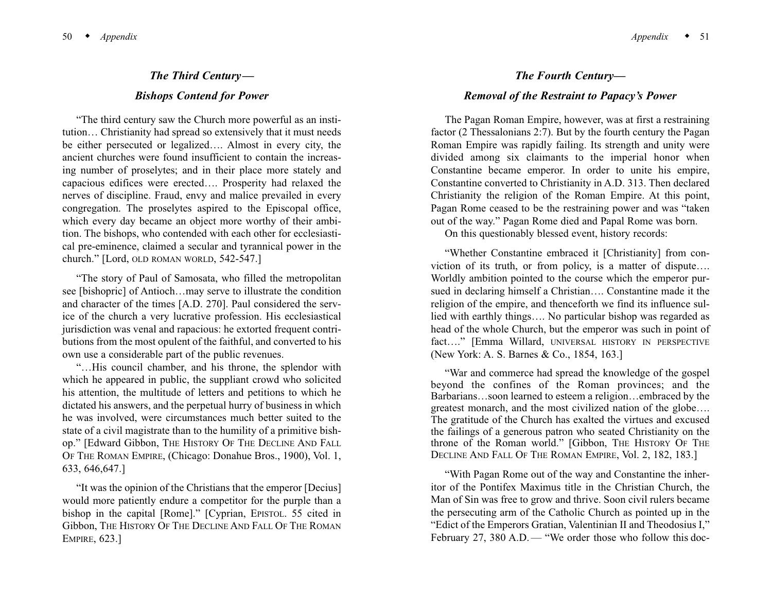## *The Third Century—*

## *Bishops Contend for Power*

"The third century saw the Church more powerful as an institution… Christianity had spread so extensively that it must needs be either persecuted or legalized…. Almost in every city, the ancient churches were found insufficient to contain the increasing number of proselytes; and in their place more stately and capacious edifices were erected…. Prosperity had relaxed the nerves of discipline. Fraud, envy and malice prevailed in every congregation. The proselytes aspired to the Episcopal office, which every day became an object more worthy of their ambition. The bishops, who contended with each other for ecclesiastical pre-eminence, claimed a secular and tyrannical power in the church." [Lord, OLD ROMAN WORLD, 542-547.]

"The story of Paul of Samosata, who filled the metropolitan see [bishopric] of Antioch…may serve to illustrate the condition and character of the times [A.D. 270]. Paul considered the service of the church a very lucrative profession. His ecclesiastical jurisdiction was venal and rapacious: he extorted frequent contributions from the most opulent of the faithful, and converted to his own use a considerable part of the public revenues.

"…His council chamber, and his throne, the splendor with which he appeared in public, the suppliant crowd who solicited his attention, the multitude of letters and petitions to which he dictated his answers, and the perpetual hurry of business in which he was involved, were circumstances much better suited to the state of a civil magistrate than to the humility of a primitive bishop." [Edward Gibbon, THE HISTORY OF THE DECLINE AND FALL OF THE ROMAN EMPIRE, (Chicago: Donahue Bros., 1900), Vol. 1, 633, 646,647.]

"It was the opinion of the Christians that the emperor [Decius] would more patiently endure a competitor for the purple than a bishop in the capital [Rome]." [Cyprian, EPISTOL. 55 cited in Gibbon, THE HISTORY OF THE DECLINE AND FALL OF THE ROMAN EMPIRE, 623.]

## *The Fourth Century—*

## *Removal of the Restraint to Papacy's Power*

The Pagan Roman Empire, however, was at first a restraining factor (2 Thessalonians 2:7). But by the fourth century the Pagan Roman Empire was rapidly failing. Its strength and unity were divided among six claimants to the imperial honor when Constantine became emperor. In order to unite his empire, Constantine converted to Christianity in A.D. 313. Then declared Christianity the religion of the Roman Empire. At this point, Pagan Rome ceased to be the restraining power and was "taken out of the way." Pagan Rome died and Papal Rome was born.

On this questionably blessed event, history records:

"Whether Constantine embraced it [Christianity] from conviction of its truth, or from policy, is a matter of dispute…. Worldly ambition pointed to the course which the emperor pursued in declaring himself a Christian…. Constantine made it the religion of the empire, and thenceforth we find its influence sullied with earthly things…. No particular bishop was regarded as head of the whole Church, but the emperor was such in point of fact…." [Emma Willard, UNIVERSAL HISTORY IN PERSPECTIVE (New York: A. S. Barnes & Co., 1854, 163.]

"War and commerce had spread the knowledge of the gospel beyond the confines of the Roman provinces; and the Barbarians…soon learned to esteem a religion…embraced by the greatest monarch, and the most civilized nation of the globe…. The gratitude of the Church has exalted the virtues and excused the failings of a generous patron who seated Christianity on the throne of the Roman world." [Gibbon, THE HISTORY OF THE DECLINE AND FALL OF THE ROMAN EMPIRE, Vol. 2, 182, 183.]

"With Pagan Rome out of the way and Constantine the inheritor of the Pontifex Maximus title in the Christian Church, the Man of Sin was free to grow and thrive. Soon civil rulers became the persecuting arm of the Catholic Church as pointed up in the "Edict of the Emperors Gratian, Valentinian II and Theodosius I," February 27, 380 A.D. — "We order those who follow this doc-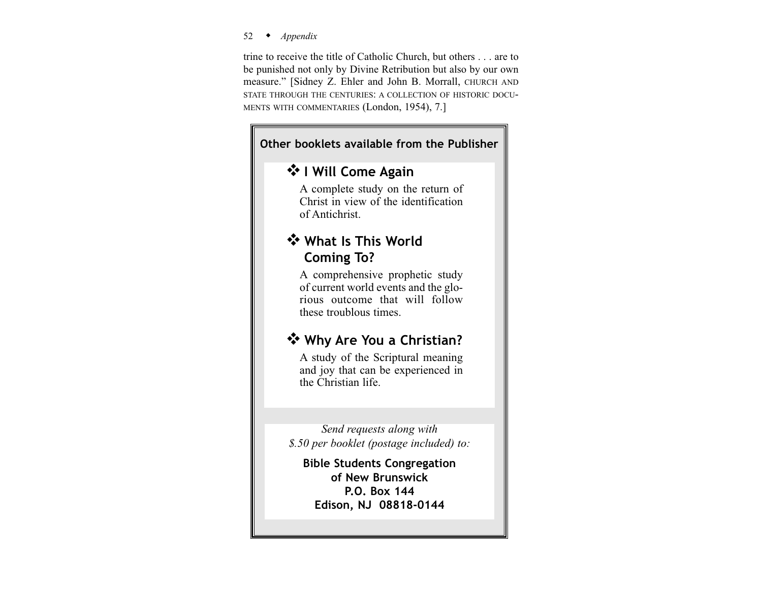trine to receive the title of Catholic Church, but others . . . are to be punished not only by Divine Retribution but also by our own measure." [Sidney Z. Ehler and John B. Morrall, CHURCH AND STATE THROUGH THE CENTURIES: A COLLECTION OF HISTORIC DOCUMENTS WITH COMMENTARIES (London, 1954), 7.]

**Other booklets available from the Publisher**

### ❖ I Will Come Again

A complete study on the return of Christ in view of the identification of Antichrist.

### ❖ What Is This World Coming To?

A comprehensive prophetic study of current world events and the glorious outcome that will follow these troublous times.

### ❖ Why Are You a Christian?

A study of the Scriptural meaning and joy that can be experienced in the Christian life.

*Send requests along with*
*$.50 per booklet (postage included) to:*

**Bible Students Congregation**
**of New Brunswick**
**P.O. Box 144**
**Edison, NJ 08818-0144**